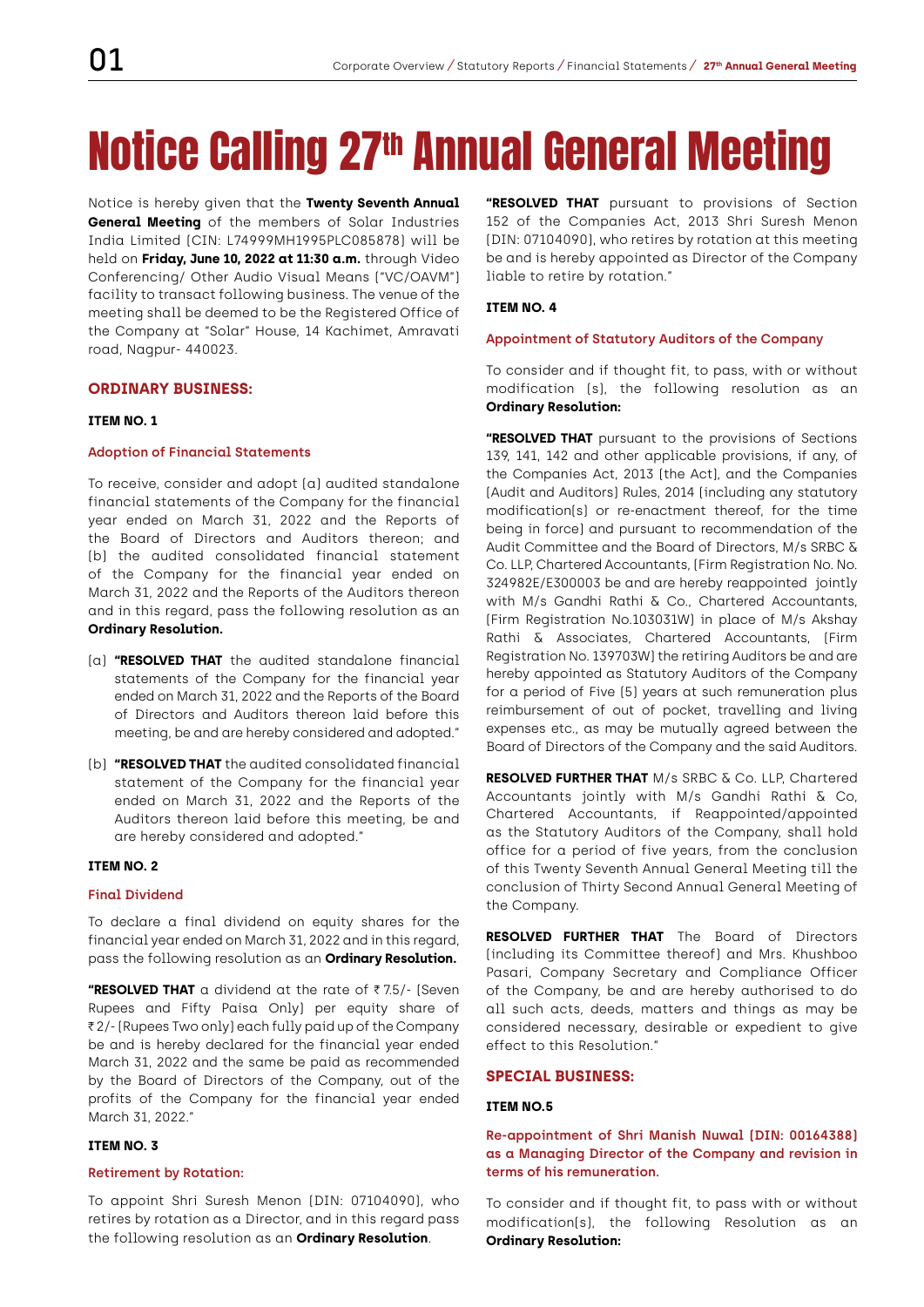# Notice Calling 27th Annual General Meeting

Notice is hereby given that the **Twenty Seventh Annual General Meeting** of the members of Solar Industries India Limited (CIN: L74999MH1995PLC085878) will be held on **Friday, June 10, 2022 at 11:30 a.m.** through Video Conferencing/ Other Audio Visual Means ("VC/OAVM") facility to transact following business. The venue of the meeting shall be deemed to be the Registered Office of the Company at "Solar" House, 14 Kachimet, Amravati road, Nagpur- 440023.

## ORDINARY BUSINESS:

### ITEM NO. 1

#### Adoption of Financial Statements

To receive, consider and adopt (a) audited standalone financial statements of the Company for the financial year ended on March 31, 2022 and the Reports of the Board of Directors and Auditors thereon; and (b) the audited consolidated financial statement of the Company for the financial year ended on March 31, 2022 and the Reports of the Auditors thereon and in this regard, pass the following resolution as an **Ordinary Resolution.**

(a) **"RESOLVED THAT** the audited standalone financial statements of the Company for the financial year ended on March 31, 2022 and the Reports of the Board of Directors and Auditors thereon laid before this meeting, be and are hereby considered and adopted."

(b) **"RESOLVED THAT** the audited consolidated financial statement of the Company for the financial year ended on March 31, 2022 and the Reports of the Auditors thereon laid before this meeting, be and are hereby considered and adopted."

### ITEM NO. 2

#### Final Dividend

To declare a final dividend on equity shares for the financial year ended on March 31, 2022 and in this regard, pass the following resolution as an **Ordinary Resolution.**

**"RESOLVED THAT** a dividend at the rate of ₹ 7.5/- (Seven Rupees and Fifty Paisa Only) per equity share of ₹ 2/- (Rupees Two only) each fully paid up of the Company be and is hereby declared for the financial year ended March 31, 2022 and the same be paid as recommended by the Board of Directors of the Company, out of the profits of the Company for the financial year ended March 31, 2022."

### ITEM NO. 3

#### Retirement by Rotation:

To appoint Shri Suresh Menon (DIN: 07104090), who retires by rotation as a Director, and in this regard pass the following resolution as an **Ordinary Resolution**.

**"RESOLVED THAT** pursuant to provisions of Section 152 of the Companies Act, 2013 Shri Suresh Menon (DIN: 07104090), who retires by rotation at this meeting be and is hereby appointed as Director of the Company liable to retire by rotation."

### ITEM NO. 4

#### Appointment of Statutory Auditors of the Company

To consider and if thought fit, to pass, with or without modification (s), the following resolution as an **Ordinary Resolution:**

**"RESOLVED THAT** pursuant to the provisions of Sections 139, 141, 142 and other applicable provisions, if any, of the Companies Act, 2013 (the Act), and the Companies (Audit and Auditors) Rules, 2014 (including any statutory modification(s) or re-enactment thereof, for the time being in force) and pursuant to recommendation of the Audit Committee and the Board of Directors, M/s SRBC & Co. LLP, Chartered Accountants, (Firm Registration No. No. 324982E/E300003 be and are hereby reappointed jointly with M/s Gandhi Rathi & Co., Chartered Accountants, (Firm Registration No.103031W) in place of M/s Akshay Rathi & Associates, Chartered Accountants, (Firm Registration No. 139703W) the retiring Auditors be and are hereby appointed as Statutory Auditors of the Company for a period of Five (5) years at such remuneration plus reimbursement of out of pocket, travelling and living expenses etc., as may be mutually agreed between the Board of Directors of the Company and the said Auditors.

**RESOLVED FURTHER THAT** M/s SRBC & Co. LLP, Chartered Accountants jointly with M/s Gandhi Rathi & Co, Chartered Accountants, if Reappointed/appointed as the Statutory Auditors of the Company, shall hold office for a period of five years, from the conclusion of this Twenty Seventh Annual General Meeting till the conclusion of Thirty Second Annual General Meeting of the Company.

**RESOLVED FURTHER THAT** The Board of Directors (including its Committee thereof) and Mrs. Khushboo Pasari, Company Secretary and Compliance Officer of the Company, be and are hereby authorised to do all such acts, deeds, matters and things as may be considered necessary, desirable or expedient to give effect to this Resolution."

## SPECIAL BUSINESS:

### ITEM NO.5

#### Re-appointment of Shri Manish Nuwal (DIN: 00164388) as a Managing Director of the Company and revision in terms of his remuneration.

To consider and if thought fit, to pass with or without modification(s), the following Resolution as an **Ordinary Resolution:**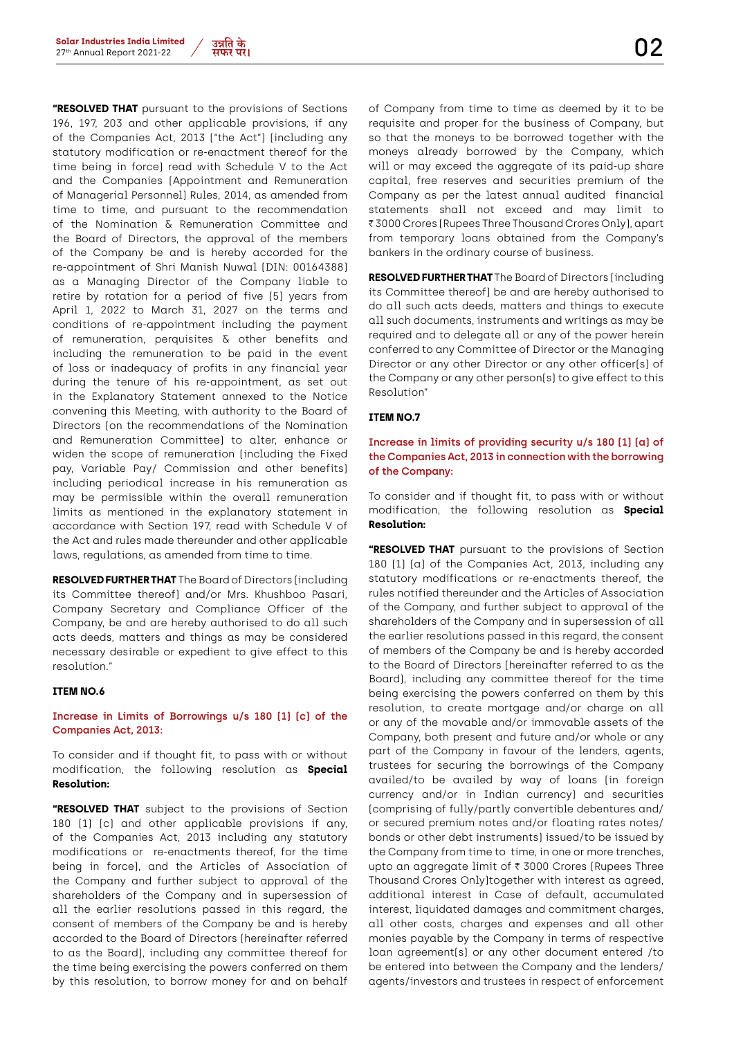**"RESOLVED THAT** pursuant to the provisions of Sections 196, 197, 203 and other applicable provisions, if any of the Companies Act, 2013 ("the Act") (including any statutory modification or re-enactment thereof for the time being in force) read with Schedule V to the Act and the Companies (Appointment and Remuneration of Managerial Personnel) Rules, 2014, as amended from time to time, and pursuant to the recommendation of the Nomination & Remuneration Committee and the Board of Directors, the approval of the members of the Company be and is hereby accorded for the re-appointment of Shri Manish Nuwal (DIN: 00164388) as a Managing Director of the Company liable to retire by rotation for a period of five (5) years from April 1, 2022 to March 31, 2027 on the terms and conditions of re-appointment including the payment of remuneration, perquisites & other benefits and including the remuneration to be paid in the event of loss or inadequacy of profits in any financial year during the tenure of his re-appointment, as set out in the Explanatory Statement annexed to the Notice convening this Meeting, with authority to the Board of Directors (on the recommendations of the Nomination and Remuneration Committee) to alter, enhance or widen the scope of remuneration (including the Fixed pay, Variable Pay/ Commission and other benefits) including periodical increase in his remuneration as may be permissible within the overall remuneration limits as mentioned in the explanatory statement in accordance with Section 197, read with Schedule V of the Act and rules made thereunder and other applicable laws, regulations, as amended from time to time.

**RESOLVED FURTHER THAT** The Board of Directors (including its Committee thereof) and/or Mrs. Khushboo Pasari, Company Secretary and Compliance Officer of the Company, be and are hereby authorised to do all such acts deeds, matters and things as may be considered necessary desirable or expedient to give effect to this resolution."

**ITEM NO.6**

**Increase in Limits of Borrowings u/s 180 (1) (c) of the Companies Act, 2013:**

To consider and if thought fit, to pass with or without modification, the following resolution as **Special Resolution:**

**"RESOLVED THAT** subject to the provisions of Section 180 (1) (c) and other applicable provisions if any, of the Companies Act, 2013 including any statutory modifications or re-enactments thereof, for the time being in force), and the Articles of Association of the Company and further subject to approval of the shareholders of the Company and in supersession of all the earlier resolutions passed in this regard, the consent of members of the Company be and is hereby accorded to the Board of Directors (hereinafter referred to as the Board), including any committee thereof for the time being exercising the powers conferred on them by this resolution, to borrow money for and on behalf of Company from time to time as deemed by it to be requisite and proper for the business of Company, but so that the moneys to be borrowed together with the moneys already borrowed by the Company, which will or may exceed the aggregate of its paid-up share capital, free reserves and securities premium of the Company as per the latest annual audited financial statements shall not exceed and may limit to ₹ 3000 Crores (Rupees Three Thousand Crores Only), apart from temporary loans obtained from the Company's bankers in the ordinary course of business.

**RESOLVED FURTHER THAT** The Board of Directors (including its Committee thereof) be and are hereby authorised to do all such acts deeds, matters and things to execute all such documents, instruments and writings as may be required and to delegate all or any of the power herein conferred to any Committee of Director or the Managing Director or any other Director or any other officer(s) of the Company or any other person(s) to give effect to this Resolution"

**ITEM NO.7**

**Increase in limits of providing security u/s 180 (1) (a) of the Companies Act, 2013 in connection with the borrowing of the Company:**

To consider and if thought fit, to pass with or without modification, the following resolution as **Special Resolution:**

**"RESOLVED THAT** pursuant to the provisions of Section 180 (1) (a) of the Companies Act, 2013, including any statutory modifications or re-enactments thereof, the rules notified thereunder and the Articles of Association of the Company, and further subject to approval of the shareholders of the Company and in supersession of all the earlier resolutions passed in this regard, the consent of members of the Company be and is hereby accorded to the Board of Directors (hereinafter referred to as the Board), including any committee thereof for the time being exercising the powers conferred on them by this resolution, to create mortgage and/or charge on all or any of the movable and/or immovable assets of the Company, both present and future and/or whole or any part of the Company in favour of the lenders, agents, trustees for securing the borrowings of the Company availed/to be availed by way of loans (in foreign currency and/or in Indian currency) and securities (comprising of fully/partly convertible debentures and/ or secured premium notes and/or floating rates notes/ bonds or other debt instruments) issued/to be issued by the Company from time to time, in one or more trenches, upto an aggregate limit of ₹ 3000 Crores (Rupees Three Thousand Crores Only)together with interest as agreed, additional interest in Case of default, accumulated interest, liquidated damages and commitment charges, all other costs, charges and expenses and all other monies payable by the Company in terms of respective loan agreement(s) or any other document entered /to be entered into between the Company and the lenders/ agents/investors and trustees in respect of enforcement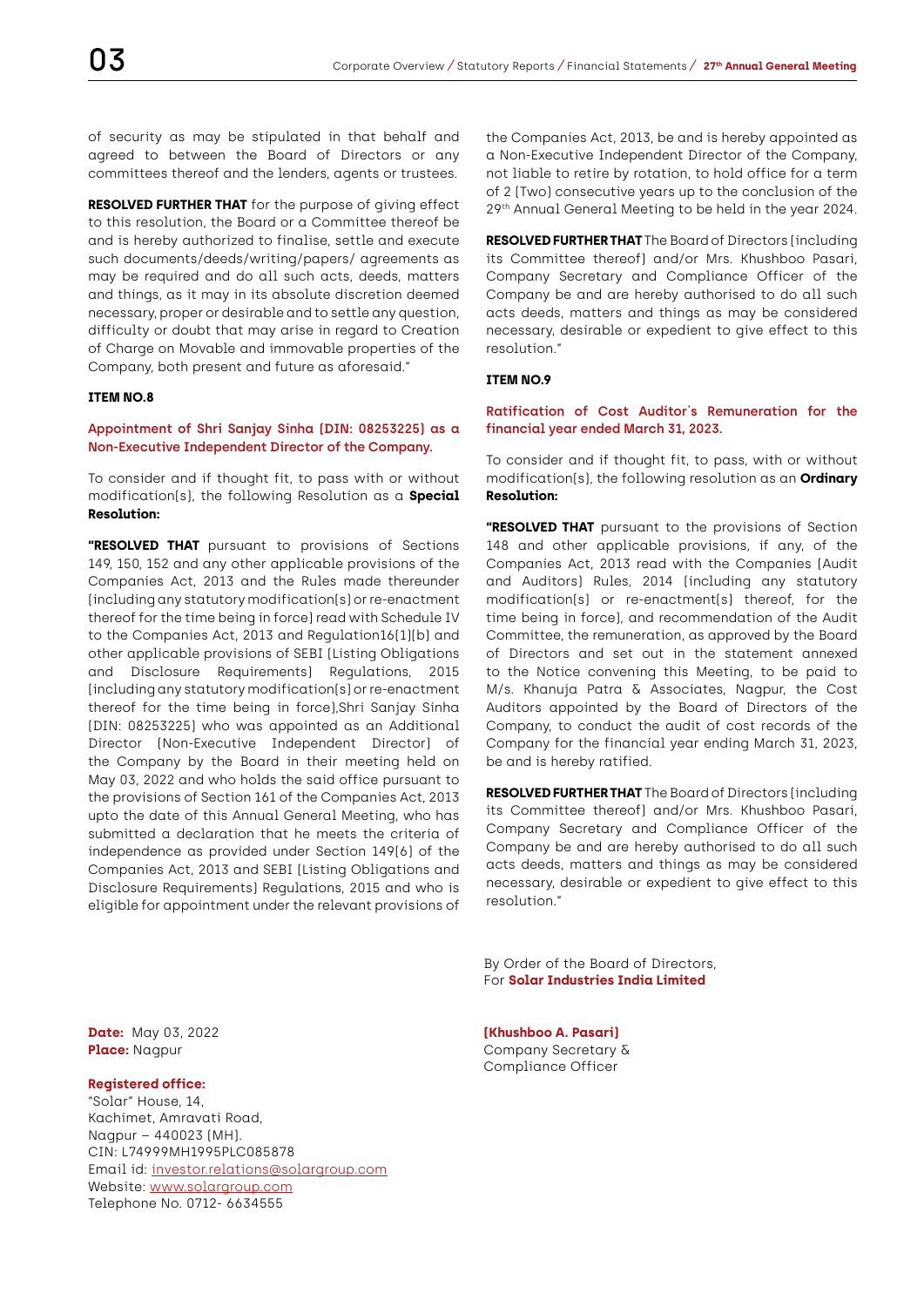of security as may be stipulated in that behalf and agreed to between the Board of Directors or any committees thereof and the lenders, agents or trustees.

**RESOLVED FURTHER THAT** for the purpose of giving effect to this resolution, the Board or a Committee thereof be and is hereby authorized to finalise, settle and execute such documents/deeds/writing/papers/ agreements as may be required and do all such acts, deeds, matters and things, as it may in its absolute discretion deemed necessary, proper or desirable and to settle any question, difficulty or doubt that may arise in regard to Creation of Charge on Movable and immovable properties of the Company, both present and future as aforesaid."

**ITEM NO.8**

**Appointment of Shri Sanjay Sinha (DIN: 08253225) as a Non-Executive Independent Director of the Company.**

To consider and if thought fit, to pass with or without modification(s), the following Resolution as a **Special Resolution:**

**"RESOLVED THAT** pursuant to provisions of Sections 149, 150, 152 and any other applicable provisions of the Companies Act, 2013 and the Rules made thereunder (including any statutory modification(s) or re-enactment thereof for the time being in force) read with Schedule IV to the Companies Act, 2013 and Regulation16(1)(b) and other applicable provisions of SEBI (Listing Obligations and Disclosure Requirements) Regulations, 2015 (including any statutory modification(s) or re-enactment thereof for the time being in force),Shri Sanjay Sinha (DIN: 08253225) who was appointed as an Additional Director (Non-Executive Independent Director) of the Company by the Board in their meeting held on May 03, 2022 and who holds the said office pursuant to the provisions of Section 161 of the Companies Act, 2013 upto the date of this Annual General Meeting, who has submitted a declaration that he meets the criteria of independence as provided under Section 149(6) of the Companies Act, 2013 and SEBI (Listing Obligations and Disclosure Requirements) Regulations, 2015 and who is eligible for appointment under the relevant provisions of the Companies Act, 2013, be and is hereby appointed as a Non-Executive Independent Director of the Company, not liable to retire by rotation, to hold office for a term of 2 (Two) consecutive years up to the conclusion of the 29th Annual General Meeting to be held in the year 2024.

**RESOLVED FURTHER THAT** The Board of Directors (including its Committee thereof) and/or Mrs. Khushboo Pasari, Company Secretary and Compliance Officer of the Company be and are hereby authorised to do all such acts deeds, matters and things as may be considered necessary, desirable or expedient to give effect to this resolution."

**ITEM NO.9**

**Ratification of Cost Auditor`s Remuneration for the financial year ended March 31, 2023.**

To consider and if thought fit, to pass, with or without modification(s), the following resolution as an **Ordinary Resolution:**

**"RESOLVED THAT** pursuant to the provisions of Section 148 and other applicable provisions, if any, of the Companies Act, 2013 read with the Companies (Audit and Auditors) Rules, 2014 (including any statutory modification(s) or re-enactment(s) thereof, for the time being in force), and recommendation of the Audit Committee, the remuneration, as approved by the Board of Directors and set out in the statement annexed to the Notice convening this Meeting, to be paid to M/s. Khanuja Patra & Associates, Nagpur, the Cost Auditors appointed by the Board of Directors of the Company, to conduct the audit of cost records of the Company for the financial year ending March 31, 2023, be and is hereby ratified.

**RESOLVED FURTHER THAT** The Board of Directors (including its Committee thereof) and/or Mrs. Khushboo Pasari, Company Secretary and Compliance Officer of the Company be and are hereby authorised to do all such acts deeds, matters and things as may be considered necessary, desirable or expedient to give effect to this resolution."

By Order of the Board of Directors,
For **Solar Industries India Limited**

**(Khushboo A. Pasari)**
Company Secretary &
Compliance Officer

**Date:** May 03, 2022
**Place:** Nagpur

**Registered office:**
"Solar" House, 14,
Kachimet, Amravati Road,
Nagpur – 440023 (MH).
CIN: L74999MH1995PLC085878
Email id: investor.relations@solargroup.com
Website: www.solargroup.com
Telephone No. 0712- 6634555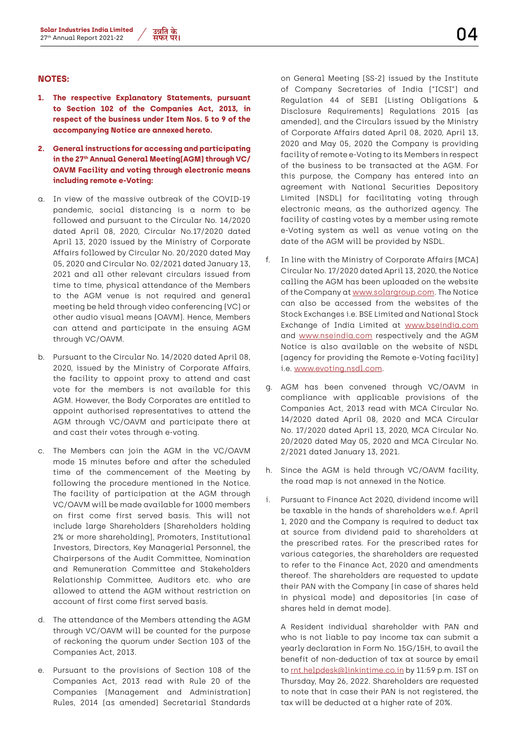## NOTES:

1. **The respective Explanatory Statements, pursuant to Section 102 of the Companies Act, 2013, in respect of the business under Item Nos. 5 to 9 of the accompanying Notice are annexed hereto.**

2. **General instructions for accessing and participating in the 27th Annual General Meeting(AGM) through VC/ OAVM Facility and voting through electronic means including remote e-Voting:**

a. In view of the massive outbreak of the COVID-19 pandemic, social distancing is a norm to be followed and pursuant to the Circular No. 14/2020 dated April 08, 2020, Circular No.17/2020 dated April 13, 2020 issued by the Ministry of Corporate Affairs followed by Circular No. 20/2020 dated May 05, 2020 and Circular No. 02/2021 dated January 13, 2021 and all other relevant circulars issued from time to time, physical attendance of the Members to the AGM venue is not required and general meeting be held through video conferencing (VC) or other audio visual means (OAVM). Hence, Members can attend and participate in the ensuing AGM through VC/OAVM.

b. Pursuant to the Circular No. 14/2020 dated April 08, 2020, issued by the Ministry of Corporate Affairs, the facility to appoint proxy to attend and cast vote for the members is not available for this AGM. However, the Body Corporates are entitled to appoint authorised representatives to attend the AGM through VC/OAVM and participate there at and cast their votes through e-voting.

c. The Members can join the AGM in the VC/OAVM mode 15 minutes before and after the scheduled time of the commencement of the Meeting by following the procedure mentioned in the Notice. The facility of participation at the AGM through VC/OAVM will be made available for 1000 members on first come first served basis. This will not include large Shareholders (Shareholders holding 2% or more shareholding), Promoters, Institutional Investors, Directors, Key Managerial Personnel, the Chairpersons of the Audit Committee, Nomination and Remuneration Committee and Stakeholders Relationship Committee, Auditors etc. who are allowed to attend the AGM without restriction on account of first come first served basis.

d. The attendance of the Members attending the AGM through VC/OAVM will be counted for the purpose of reckoning the quorum under Section 103 of the Companies Act, 2013.

e. Pursuant to the provisions of Section 108 of the Companies Act, 2013 read with Rule 20 of the Companies (Management and Administration) Rules, 2014 (as amended) Secretarial Standards on General Meeting (SS-2) issued by the Institute of Company Secretaries of India ("ICSI") and Regulation 44 of SEBI (Listing Obligations & Disclosure Requirements) Regulations 2015 (as amended), and the Circulars issued by the Ministry of Corporate Affairs dated April 08, 2020, April 13, 2020 and May 05, 2020 the Company is providing facility of remote e-Voting to its Members in respect of the business to be transacted at the AGM. For this purpose, the Company has entered into an agreement with National Securities Depository Limited (NSDL) for facilitating voting through electronic means, as the authorized agency. The facility of casting votes by a member using remote e-Voting system as well as venue voting on the date of the AGM will be provided by NSDL.

f. In line with the Ministry of Corporate Affairs (MCA) Circular No. 17/2020 dated April 13, 2020, the Notice calling the AGM has been uploaded on the website of the Company at www.solargroup.com. The Notice can also be accessed from the websites of the Stock Exchanges i.e. BSE Limited and National Stock Exchange of India Limited at www.bseindia.com and www.nseindia.com respectively and the AGM Notice is also available on the website of NSDL (agency for providing the Remote e-Voting facility) i.e. www.evoting.nsdl.com.

g. AGM has been convened through VC/OAVM in compliance with applicable provisions of the Companies Act, 2013 read with MCA Circular No. 14/2020 dated April 08, 2020 and MCA Circular No. 17/2020 dated April 13, 2020, MCA Circular No. 20/2020 dated May 05, 2020 and MCA Circular No. 2/2021 dated January 13, 2021.

h. Since the AGM is held through VC/OAVM facility, the road map is not annexed in the Notice.

i. Pursuant to Finance Act 2020, dividend income will be taxable in the hands of shareholders w.e.f. April 1, 2020 and the Company is required to deduct tax at source from dividend paid to shareholders at the prescribed rates. For the prescribed rates for various categories, the shareholders are requested to refer to the Finance Act, 2020 and amendments thereof. The shareholders are requested to update their PAN with the Company (in case of shares held in physical mode) and depositories (in case of shares held in demat mode).

   A Resident individual shareholder with PAN and who is not liable to pay income tax can submit a yearly declaration in Form No. 15G/15H, to avail the benefit of non-deduction of tax at source by email to rnt.helpdesk@linkintime.co.in by 11:59 p.m. IST on Thursday, May 26, 2022. Shareholders are requested to note that in case their PAN is not registered, the tax will be deducted at a higher rate of 20%.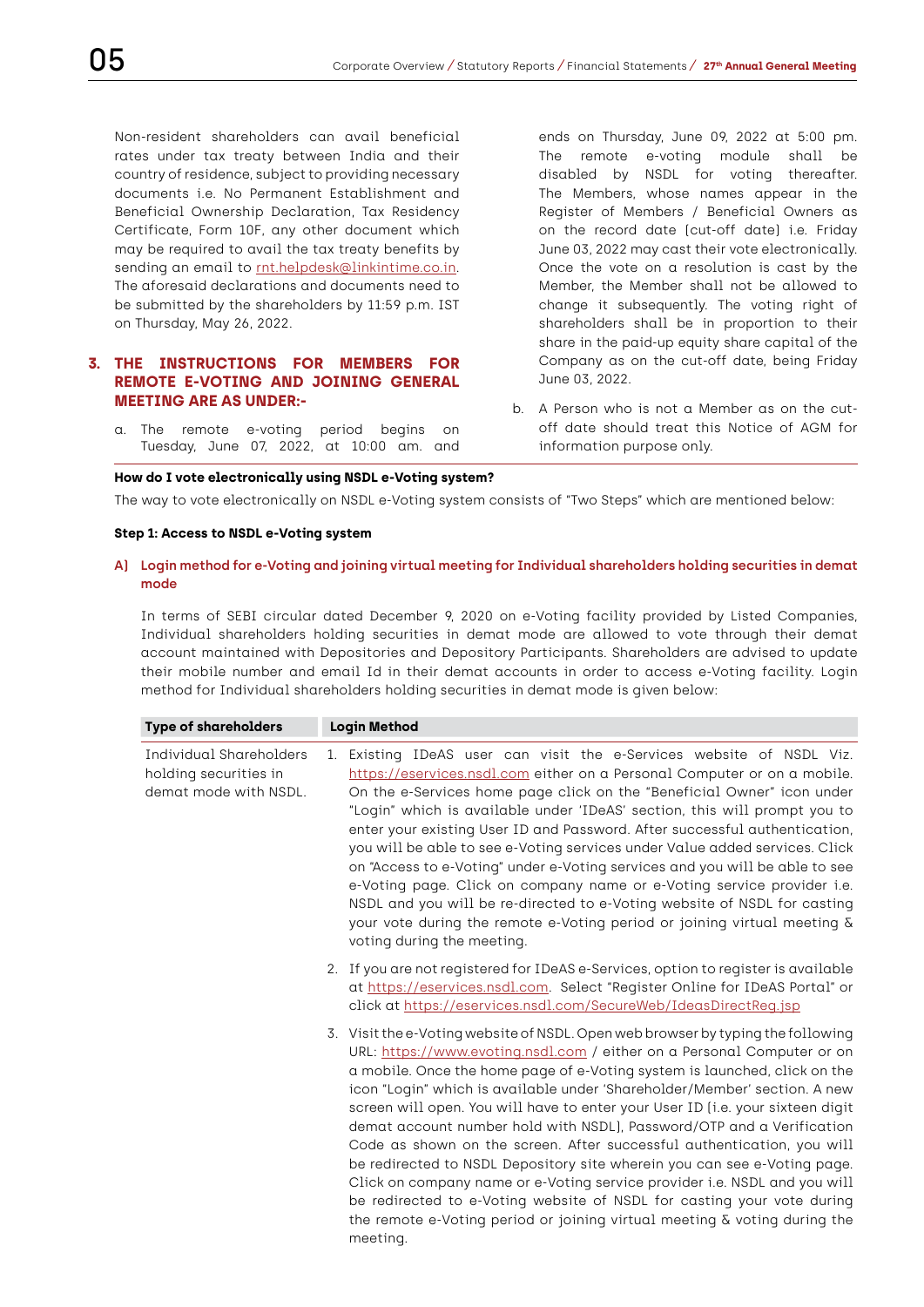Non-resident shareholders can avail beneficial rates under tax treaty between India and their country of residence, subject to providing necessary documents i.e. No Permanent Establishment and Beneficial Ownership Declaration, Tax Residency Certificate, Form 10F, any other document which may be required to avail the tax treaty benefits by sending an email to rnt.helpdesk@linkintime.co.in. The aforesaid declarations and documents need to be submitted by the shareholders by 11:59 p.m. IST on Thursday, May 26, 2022.

## 3. THE INSTRUCTIONS FOR MEMBERS FOR REMOTE E-VOTING AND JOINING GENERAL MEETING ARE AS UNDER:-

a. The remote e-voting period begins on Tuesday, June 07, 2022, at 10:00 am. and ends on Thursday, June 09, 2022 at 5:00 pm. The remote e-voting module shall be disabled by NSDL for voting thereafter. The Members, whose names appear in the Register of Members / Beneficial Owners as on the record date (cut-off date) i.e. Friday June 03, 2022 may cast their vote electronically. Once the vote on a resolution is cast by the Member, the Member shall not be allowed to change it subsequently. The voting right of shareholders shall be in proportion to their share in the paid-up equity share capital of the Company as on the cut-off date, being Friday June 03, 2022.

b. A Person who is not a Member as on the cut-off date should treat this Notice of AGM for information purpose only.

**How do I vote electronically using NSDL e-Voting system?**

The way to vote electronically on NSDL e-Voting system consists of "Two Steps" which are mentioned below:

**Step 1: Access to NSDL e-Voting system**

**A) Login method for e-Voting and joining virtual meeting for Individual shareholders holding securities in demat mode**

In terms of SEBI circular dated December 9, 2020 on e-Voting facility provided by Listed Companies, Individual shareholders holding securities in demat mode are allowed to vote through their demat account maintained with Depositories and Depository Participants. Shareholders are advised to update their mobile number and email Id in their demat accounts in order to access e-Voting facility. Login method for Individual shareholders holding securities in demat mode is given below:

| Type of shareholders | Login Method |
|---|---|
| Individual Shareholders holding securities in demat mode with NSDL. | 1. Existing IDeAS user can visit the e-Services website of NSDL Viz. https://eservices.nsdl.com either on a Personal Computer or on a mobile. On the e-Services home page click on the "Beneficial Owner" icon under "Login" which is available under 'IDeAS' section, this will prompt you to enter your existing User ID and Password. After successful authentication, you will be able to see e-Voting services under Value added services. Click on "Access to e-Voting" under e-Voting services and you will be able to see e-Voting page. Click on company name or e-Voting service provider i.e. NSDL and you will be re-directed to e-Voting website of NSDL for casting your vote during the remote e-Voting period or joining virtual meeting & voting during the meeting.<br><br>2. If you are not registered for IDeAS e-Services, option to register is available at https://eservices.nsdl.com. Select "Register Online for IDeAS Portal" or click at https://eservices.nsdl.com/SecureWeb/IdeasDirectReg.jsp<br><br>3. Visit the e-Voting website of NSDL. Open web browser by typing the following URL: https://www.evoting.nsdl.com/ either on a Personal Computer or on a mobile. Once the home page of e-Voting system is launched, click on the icon "Login" which is available under 'Shareholder/Member' section. A new screen will open. You will have to enter your User ID (i.e. your sixteen digit demat account number hold with NSDL), Password/OTP and a Verification Code as shown on the screen. After successful authentication, you will be redirected to NSDL Depository site wherein you can see e-Voting page. Click on company name or e-Voting service provider i.e. NSDL and you will be redirected to e-Voting website of NSDL for casting your vote during the remote e-Voting period or joining virtual meeting & voting during the meeting. |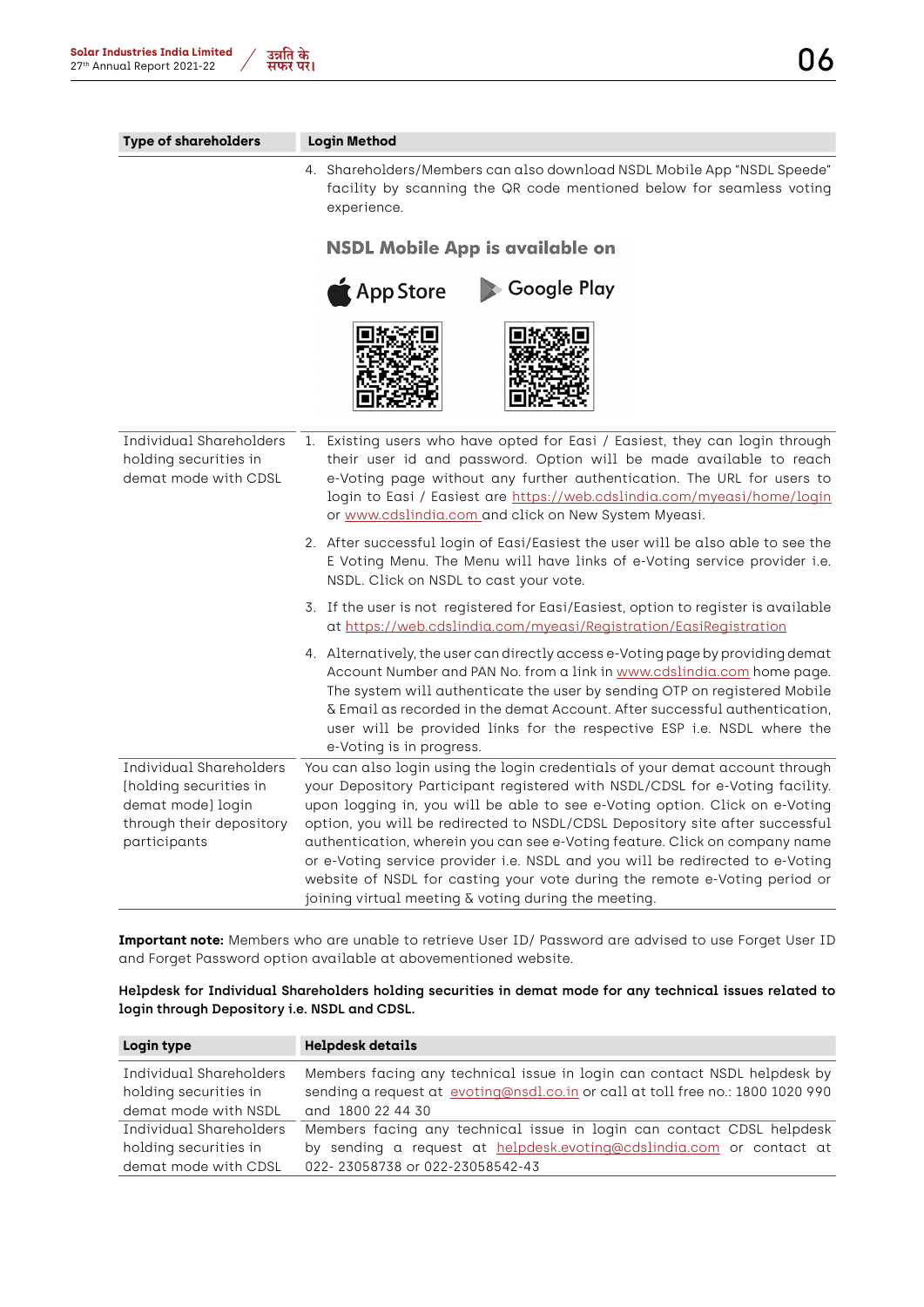| Type of shareholders | Login Method |
|---|---|
| | 4. Shareholders/Members can also download NSDL Mobile App "NSDL Speede" facility by scanning the QR code mentioned below for seamless voting experience.<br><br>**NSDL Mobile App is available on**<br><br>App Store Google Play |
| Individual Shareholders holding securities in demat mode with CDSL | 1. Existing users who have opted for Easi / Easiest, they can login through their user id and password. Option will be made available to reach e-Voting page without any further authentication. The URL for users to login to Easi / Easiest are https://web.cdslindia.com/myeasi/home/login or www.cdslindia.com and click on New System Myeasi.<br><br>2. After successful login of Easi/Easiest the user will be also able to see the E Voting Menu. The Menu will have links of e-Voting service provider i.e. NSDL. Click on NSDL to cast your vote.<br><br>3. If the user is not registered for Easi/Easiest, option to register is available at https://web.cdslindia.com/myeasi/Registration/EasiRegistration<br><br>4. Alternatively, the user can directly access e-Voting page by providing demat Account Number and PAN No. from a link in www.cdslindia.com home page. The system will authenticate the user by sending OTP on registered Mobile & Email as recorded in the demat Account. After successful authentication, user will be provided links for the respective ESP i.e. NSDL where the e-Voting is in progress. |
| Individual Shareholders (holding securities in demat mode) login through their depository participants | You can also login using the login credentials of your demat account through your Depository Participant registered with NSDL/CDSL for e-Voting facility. upon logging in, you will be able to see e-Voting option. Click on e-Voting option, you will be redirected to NSDL/CDSL Depository site after successful authentication, wherein you can see e-Voting feature. Click on company name or e-Voting service provider i.e. NSDL and you will be redirected to e-Voting website of NSDL for casting your vote during the remote e-Voting period or joining virtual meeting & voting during the meeting. |

**Important note:** Members who are unable to retrieve User ID/ Password are advised to use Forget User ID and Forget Password option available at abovementioned website.

**Helpdesk for Individual Shareholders holding securities in demat mode for any technical issues related to login through Depository i.e. NSDL and CDSL.**

| Login type | Helpdesk details |
|---|---|
| Individual Shareholders holding securities in demat mode with NSDL | Members facing any technical issue in login can contact NSDL helpdesk by sending a request at evoting@nsdl.co.in or call at toll free no.: 1800 1020 990 and 1800 22 44 30 |
| Individual Shareholders holding securities in demat mode with CDSL | Members facing any technical issue in login can contact CDSL helpdesk by sending a request at helpdesk.evoting@cdslindia.com or contact at 022- 23058738 or 022-23058542-43 |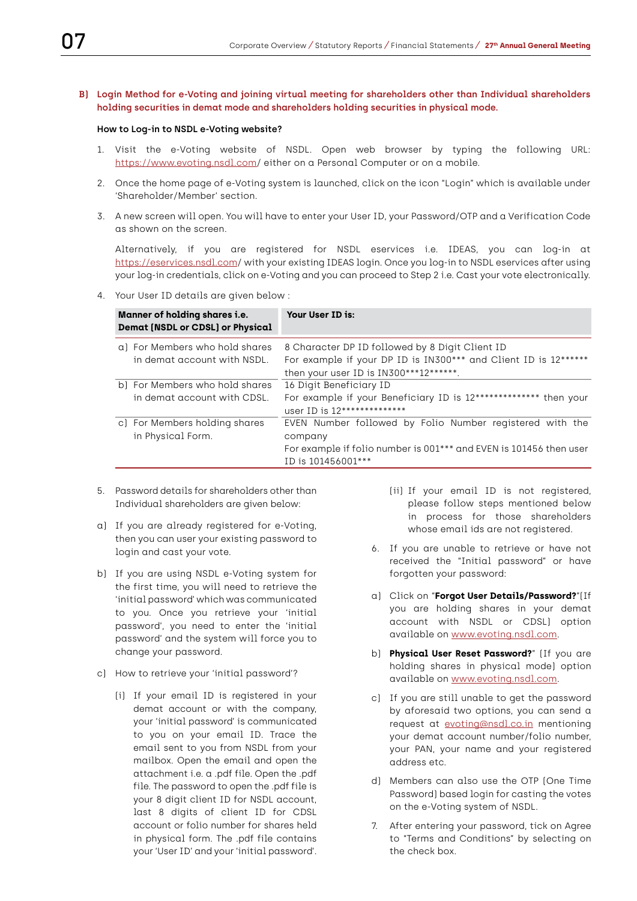## B) Login Method for e-Voting and joining virtual meeting for shareholders other than Individual shareholders holding securities in demat mode and shareholders holding securities in physical mode.

**How to Log-in to NSDL e-Voting website?**

1. Visit the e-Voting website of NSDL. Open web browser by typing the following URL: https://www.evoting.nsdl.com/ either on a Personal Computer or on a mobile.

2. Once the home page of e-Voting system is launched, click on the icon "Login" which is available under 'Shareholder/Member' section.

3. A new screen will open. You will have to enter your User ID, your Password/OTP and a Verification Code as shown on the screen.

   Alternatively, if you are registered for NSDL eservices i.e. IDEAS, you can log-in at https://eservices.nsdl.com/ with your existing IDEAS login. Once you log-in to NSDL eservices after using your log-in credentials, click on e-Voting and you can proceed to Step 2 i.e. Cast your vote electronically.

4. Your User ID details are given below :

| Manner of holding shares i.e. Demat (NSDL or CDSL) or Physical | Your User ID is: |
|---|---|
| a) For Members who hold shares in demat account with NSDL. | 8 Character DP ID followed by 8 Digit Client ID<br>For example if your DP ID is IN300*** and Client ID is 12****** then your user ID is IN300***12******. |
| b) For Members who hold shares in demat account with CDSL. | 16 Digit Beneficiary ID<br>For example if your Beneficiary ID is 12************** then your user ID is 12************** |
| c) For Members holding shares in Physical Form. | EVEN Number followed by Folio Number registered with the company<br>For example if folio number is 001*** and EVEN is 101456 then user ID is 101456001*** |

5. Password details for shareholders other than Individual shareholders are given below:

a) If you are already registered for e-Voting, then you can user your existing password to login and cast your vote.

b) If you are using NSDL e-Voting system for the first time, you will need to retrieve the 'initial password' which was communicated to you. Once you retrieve your 'initial password', you need to enter the 'initial password' and the system will force you to change your password.

c) How to retrieve your 'initial password'?

   (i) If your email ID is registered in your demat account or with the company, your 'initial password' is communicated to you on your email ID. Trace the email sent to you from NSDL from your mailbox. Open the email and open the attachment i.e. a .pdf file. Open the .pdf file. The password to open the .pdf file is your 8 digit client ID for NSDL account, last 8 digits of client ID for CDSL account or folio number for shares held in physical form. The .pdf file contains your 'User ID' and your 'initial password'.

   (ii) If your email ID is not registered, please follow steps mentioned below in process for those shareholders whose email ids are not registered.

6. If you are unable to retrieve or have not received the "Initial password" or have forgotten your password:

a) Click on "**Forgot User Details/Password?**"(If you are holding shares in your demat account with NSDL or CDSL) option available on www.evoting.nsdl.com.

b) **Physical User Reset Password?**" (If you are holding shares in physical mode) option available on www.evoting.nsdl.com.

c) If you are still unable to get the password by aforesaid two options, you can send a request at evoting@nsdl.co.in mentioning your demat account number/folio number, your PAN, your name and your registered address etc.

d) Members can also use the OTP (One Time Password) based login for casting the votes on the e-Voting system of NSDL.

7. After entering your password, tick on Agree to "Terms and Conditions" by selecting on the check box.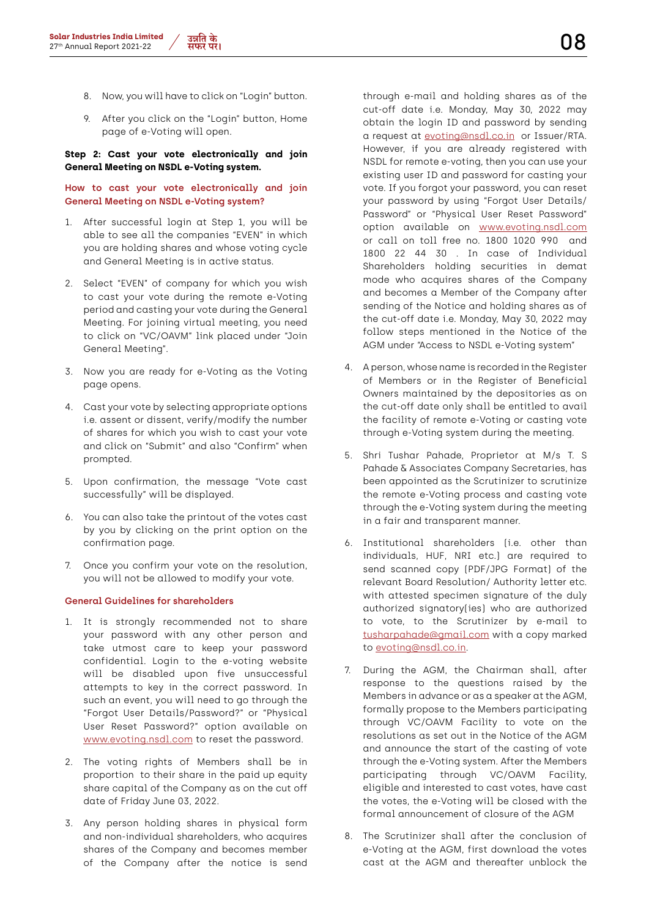8. Now, you will have to click on "Login" button.

9. After you click on the "Login" button, Home page of e-Voting will open.

**Step 2: Cast your vote electronically and join General Meeting on NSDL e-Voting system.**

**How to cast your vote electronically and join General Meeting on NSDL e-Voting system?**

1. After successful login at Step 1, you will be able to see all the companies "EVEN" in which you are holding shares and whose voting cycle and General Meeting is in active status.

2. Select "EVEN" of company for which you wish to cast your vote during the remote e-Voting period and casting your vote during the General Meeting. For joining virtual meeting, you need to click on "VC/OAVM" link placed under "Join General Meeting".

3. Now you are ready for e-Voting as the Voting page opens.

4. Cast your vote by selecting appropriate options i.e. assent or dissent, verify/modify the number of shares for which you wish to cast your vote and click on "Submit" and also "Confirm" when prompted.

5. Upon confirmation, the message "Vote cast successfully" will be displayed.

6. You can also take the printout of the votes cast by you by clicking on the print option on the confirmation page.

7. Once you confirm your vote on the resolution, you will not be allowed to modify your vote.

**General Guidelines for shareholders**

1. It is strongly recommended not to share your password with any other person and take utmost care to keep your password confidential. Login to the e-voting website will be disabled upon five unsuccessful attempts to key in the correct password. In such an event, you will need to go through the "Forgot User Details/Password?" or "Physical User Reset Password?" option available on www.evoting.nsdl.com to reset the password.

2. The voting rights of Members shall be in proportion to their share in the paid up equity share capital of the Company as on the cut off date of Friday June 03, 2022.

3. Any person holding shares in physical form and non-individual shareholders, who acquires shares of the Company and becomes member of the Company after the notice is send through e-mail and holding shares as of the cut-off date i.e. Monday, May 30, 2022 may obtain the login ID and password by sending a request at evoting@nsdl.co.in or Issuer/RTA. However, if you are already registered with NSDL for remote e-voting, then you can use your existing user ID and password for casting your vote. If you forgot your password, you can reset your password by using "Forgot User Details/Password" or "Physical User Reset Password" option available on www.evoting.nsdl.com or call on toll free no. 1800 1020 990 and 1800 22 44 30 . In case of Individual Shareholders holding securities in demat mode who acquires shares of the Company and becomes a Member of the Company after sending of the Notice and holding shares as of the cut-off date i.e. Monday, May 30, 2022 may follow steps mentioned in the Notice of the AGM under "Access to NSDL e-Voting system"

4. A person, whose name is recorded in the Register of Members or in the Register of Beneficial Owners maintained by the depositories as on the cut-off date only shall be entitled to avail the facility of remote e-Voting or casting vote through e-Voting system during the meeting.

5. Shri Tushar Pahade, Proprietor at M/s T. S Pahade & Associates Company Secretaries, has been appointed as the Scrutinizer to scrutinize the remote e-Voting process and casting vote through the e-Voting system during the meeting in a fair and transparent manner.

6. Institutional shareholders (i.e. other than individuals, HUF, NRI etc.) are required to send scanned copy (PDF/JPG Format) of the relevant Board Resolution/ Authority letter etc. with attested specimen signature of the duly authorized signatory(ies) who are authorized to vote, to the Scrutinizer by e-mail to tusharpahade@gmail.com with a copy marked to evoting@nsdl.co.in.

7. During the AGM, the Chairman shall, after response to the questions raised by the Members in advance or as a speaker at the AGM, formally propose to the Members participating through VC/OAVM Facility to vote on the resolutions as set out in the Notice of the AGM and announce the start of the casting of vote through the e-Voting system. After the Members participating through VC/OAVM Facility, eligible and interested to cast votes, have cast the votes, the e-Voting will be closed with the formal announcement of closure of the AGM

8. The Scrutinizer shall after the conclusion of e-Voting at the AGM, first download the votes cast at the AGM and thereafter unblock the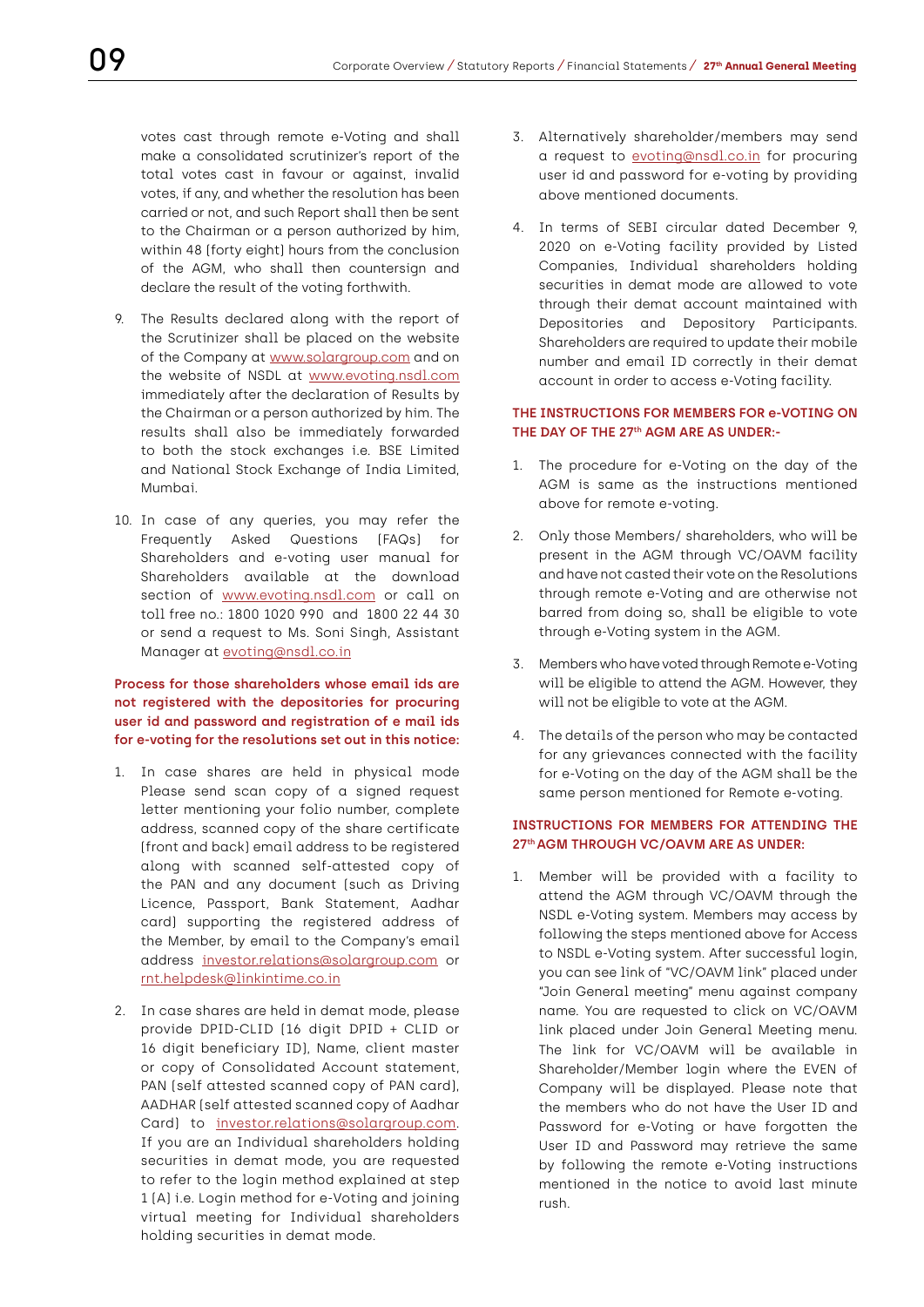votes cast through remote e-Voting and shall make a consolidated scrutinizer's report of the total votes cast in favour or against, invalid votes, if any, and whether the resolution has been carried or not, and such Report shall then be sent to the Chairman or a person authorized by him, within 48 (forty eight) hours from the conclusion of the AGM, who shall then countersign and declare the result of the voting forthwith.

9. The Results declared along with the report of the Scrutinizer shall be placed on the website of the Company at www.solargroup.com and on the website of NSDL at www.evoting.nsdl.com immediately after the declaration of Results by the Chairman or a person authorized by him. The results shall also be immediately forwarded to both the stock exchanges i.e. BSE Limited and National Stock Exchange of India Limited, Mumbai.

10. In case of any queries, you may refer the Frequently Asked Questions (FAQs) for Shareholders and e-voting user manual for Shareholders available at the download section of www.evoting.nsdl.com or call on toll free no.: 1800 1020 990 and 1800 22 44 30 or send a request to Ms. Soni Singh, Assistant Manager at evoting@nsdl.co.in

**Process for those shareholders whose email ids are not registered with the depositories for procuring user id and password and registration of e mail ids for e-voting for the resolutions set out in this notice:**

1. In case shares are held in physical mode Please send scan copy of a signed request letter mentioning your folio number, complete address, scanned copy of the share certificate (front and back) email address to be registered along with scanned self-attested copy of the PAN and any document (such as Driving Licence, Passport, Bank Statement, Aadhar card) supporting the registered address of the Member, by email to the Company's email address investor.relations@solargroup.com or rnt.helpdesk@linkintime.co.in

2. In case shares are held in demat mode, please provide DPID-CLID (16 digit DPID + CLID or 16 digit beneficiary ID), Name, client master or copy of Consolidated Account statement, PAN (self attested scanned copy of PAN card), AADHAR (self attested scanned copy of Aadhar Card) to investor.relations@solargroup.com. If you are an Individual shareholders holding securities in demat mode, you are requested to refer to the login method explained at step 1 (A) i.e. Login method for e-Voting and joining virtual meeting for Individual shareholders holding securities in demat mode.

3. Alternatively shareholder/members may send a request to evoting@nsdl.co.in for procuring user id and password for e-voting by providing above mentioned documents.

4. In terms of SEBI circular dated December 9, 2020 on e-Voting facility provided by Listed Companies, Individual shareholders holding securities in demat mode are allowed to vote through their demat account maintained with Depositories and Depository Participants. Shareholders are required to update their mobile number and email ID correctly in their demat account in order to access e-Voting facility.

**THE INSTRUCTIONS FOR MEMBERS FOR e-VOTING ON THE DAY OF THE 27th AGM ARE AS UNDER:-**

1. The procedure for e-Voting on the day of the AGM is same as the instructions mentioned above for remote e-voting.

2. Only those Members/ shareholders, who will be present in the AGM through VC/OAVM facility and have not casted their vote on the Resolutions through remote e-Voting and are otherwise not barred from doing so, shall be eligible to vote through e-Voting system in the AGM.

3. Members who have voted through Remote e-Voting will be eligible to attend the AGM. However, they will not be eligible to vote at the AGM.

4. The details of the person who may be contacted for any grievances connected with the facility for e-Voting on the day of the AGM shall be the same person mentioned for Remote e-voting.

**INSTRUCTIONS FOR MEMBERS FOR ATTENDING THE 27th AGM THROUGH VC/OAVM ARE AS UNDER:**

1. Member will be provided with a facility to attend the AGM through VC/OAVM through the NSDL e-Voting system. Members may access by following the steps mentioned above for Access to NSDL e-Voting system. After successful login, you can see link of "VC/OAVM link" placed under "Join General meeting" menu against company name. You are requested to click on VC/OAVM link placed under Join General Meeting menu. The link for VC/OAVM will be available in Shareholder/Member login where the EVEN of Company will be displayed. Please note that the members who do not have the User ID and Password for e-Voting or have forgotten the User ID and Password may retrieve the same by following the remote e-Voting instructions mentioned in the notice to avoid last minute rush.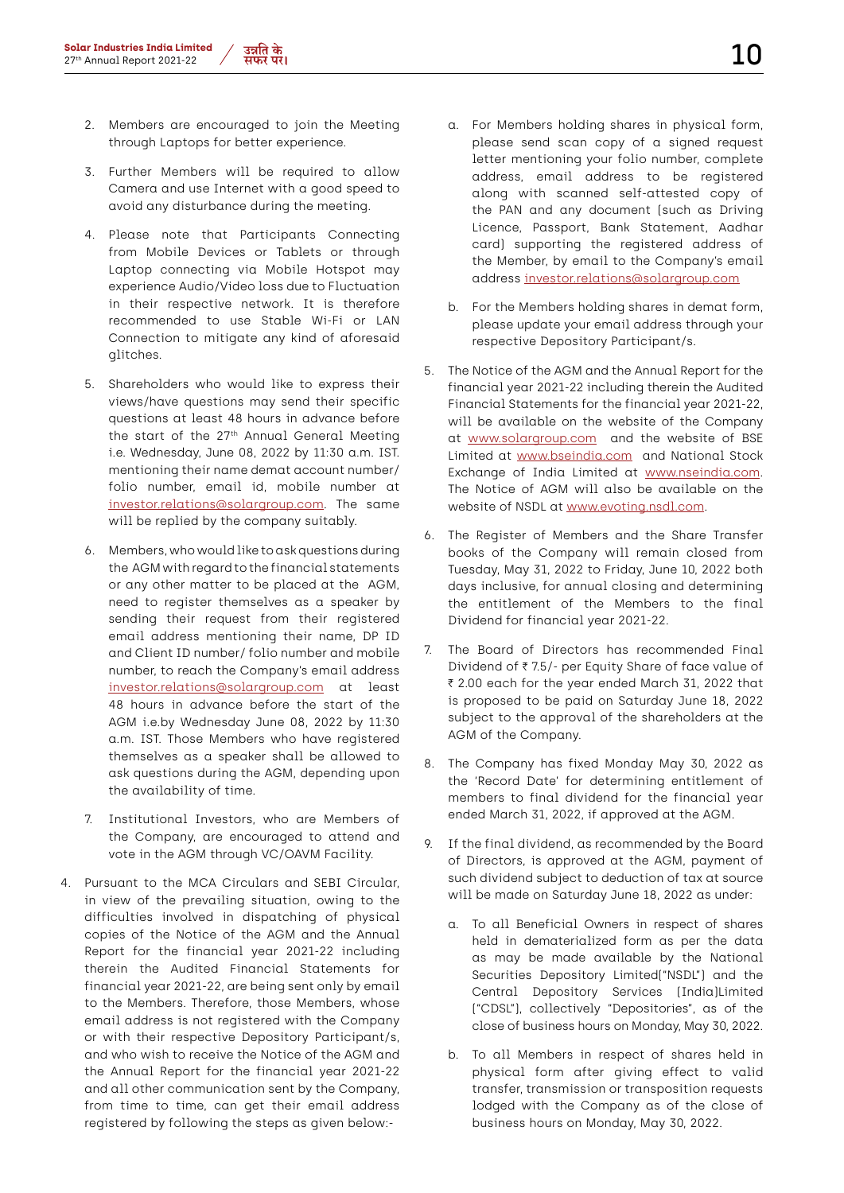2. Members are encouraged to join the Meeting through Laptops for better experience.

3. Further Members will be required to allow Camera and use Internet with a good speed to avoid any disturbance during the meeting.

4. Please note that Participants Connecting from Mobile Devices or Tablets or through Laptop connecting via Mobile Hotspot may experience Audio/Video loss due to Fluctuation in their respective network. It is therefore recommended to use Stable Wi-Fi or LAN Connection to mitigate any kind of aforesaid glitches.

5. Shareholders who would like to express their views/have questions may send their specific questions at least 48 hours in advance before the start of the 27th Annual General Meeting i.e. Wednesday, June 08, 2022 by 11:30 a.m. IST. mentioning their name demat account number/ folio number, email id, mobile number at investor.relations@solargroup.com. The same will be replied by the company suitably.

6. Members, who would like to ask questions during the AGM with regard to the financial statements or any other matter to be placed at the AGM, need to register themselves as a speaker by sending their request from their registered email address mentioning their name, DP ID and Client ID number/ folio number and mobile number, to reach the Company's email address investor.relations@solargroup.com at least 48 hours in advance before the start of the AGM i.e.by Wednesday June 08, 2022 by 11:30 a.m. IST. Those Members who have registered themselves as a speaker shall be allowed to ask questions during the AGM, depending upon the availability of time.

7. Institutional Investors, who are Members of the Company, are encouraged to attend and vote in the AGM through VC/OAVM Facility.

4. Pursuant to the MCA Circulars and SEBI Circular, in view of the prevailing situation, owing to the difficulties involved in dispatching of physical copies of the Notice of the AGM and the Annual Report for the financial year 2021-22 including therein the Audited Financial Statements for financial year 2021-22, are being sent only by email to the Members. Therefore, those Members, whose email address is not registered with the Company or with their respective Depository Participant/s, and who wish to receive the Notice of the AGM and the Annual Report for the financial year 2021-22 and all other communication sent by the Company, from time to time, can get their email address registered by following the steps as given below:-

   a. For Members holding shares in physical form, please send scan copy of a signed request letter mentioning your folio number, complete address, email address to be registered along with scanned self-attested copy of the PAN and any document (such as Driving Licence, Passport, Bank Statement, Aadhar card) supporting the registered address of the Member, by email to the Company's email address investor.relations@solargroup.com

   b. For the Members holding shares in demat form, please update your email address through your respective Depository Participant/s.

5. The Notice of the AGM and the Annual Report for the financial year 2021-22 including therein the Audited Financial Statements for the financial year 2021-22, will be available on the website of the Company at www.solargroup.com and the website of BSE Limited at www.bseindia.com and National Stock Exchange of India Limited at www.nseindia.com. The Notice of AGM will also be available on the website of NSDL at www.evoting.nsdl.com.

6. The Register of Members and the Share Transfer books of the Company will remain closed from Tuesday, May 31, 2022 to Friday, June 10, 2022 both days inclusive, for annual closing and determining the entitlement of the Members to the final Dividend for financial year 2021-22.

7. The Board of Directors has recommended Final Dividend of ₹ 7.5/- per Equity Share of face value of ₹ 2.00 each for the year ended March 31, 2022 that is proposed to be paid on Saturday June 18, 2022 subject to the approval of the shareholders at the AGM of the Company.

8. The Company has fixed Monday May 30, 2022 as the 'Record Date' for determining entitlement of members to final dividend for the financial year ended March 31, 2022, if approved at the AGM.

9. If the final dividend, as recommended by the Board of Directors, is approved at the AGM, payment of such dividend subject to deduction of tax at source will be made on Saturday June 18, 2022 as under:

   a. To all Beneficial Owners in respect of shares held in dematerialized form as per the data as may be made available by the National Securities Depository Limited("NSDL") and the Central Depository Services (India)Limited ("CDSL"), collectively "Depositories", as of the close of business hours on Monday, May 30, 2022.

   b. To all Members in respect of shares held in physical form after giving effect to valid transfer, transmission or transposition requests lodged with the Company as of the close of business hours on Monday, May 30, 2022.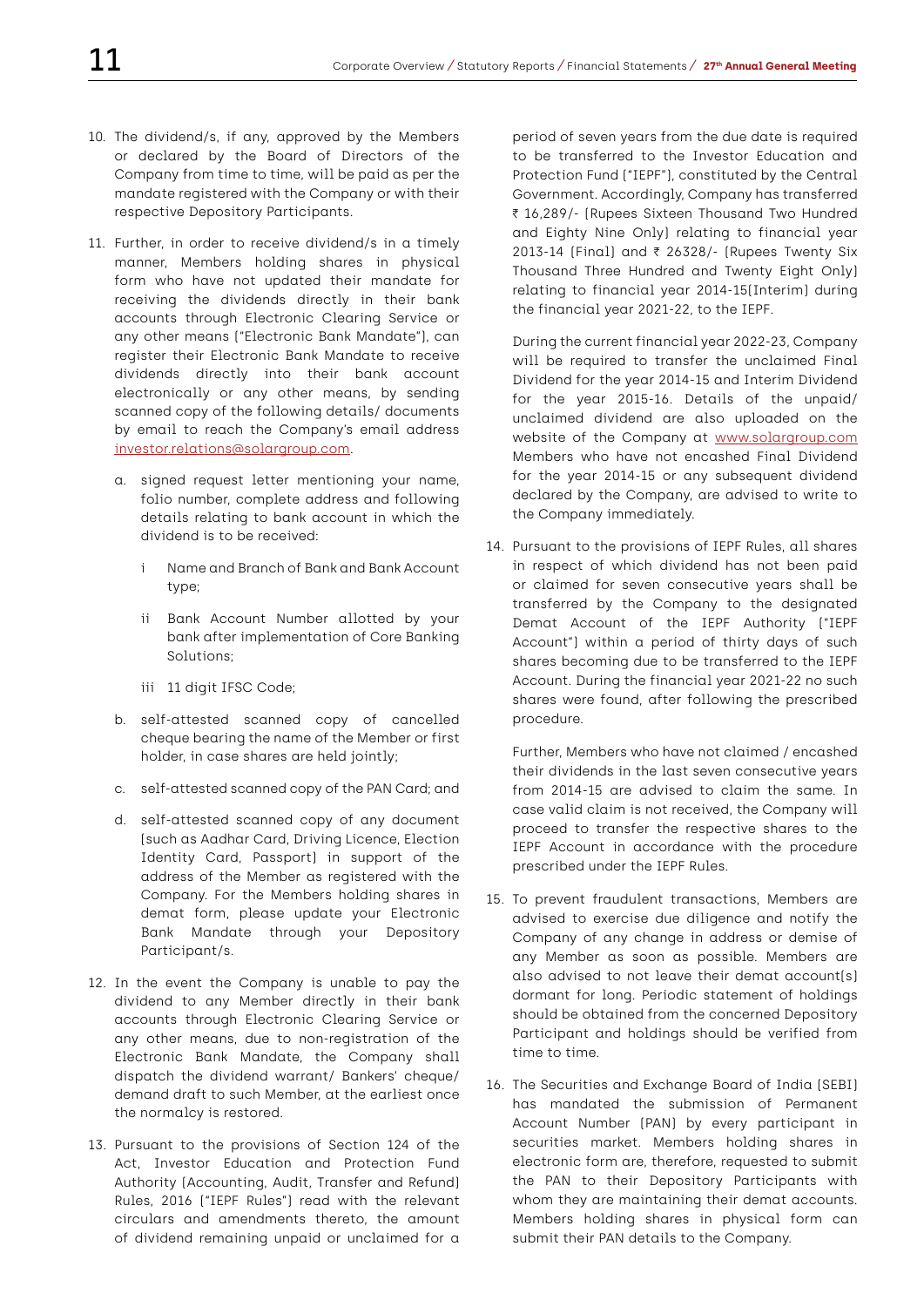10. The dividend/s, if any, approved by the Members or declared by the Board of Directors of the Company from time to time, will be paid as per the mandate registered with the Company or with their respective Depository Participants.

11. Further, in order to receive dividend/s in a timely manner, Members holding shares in physical form who have not updated their mandate for receiving the dividends directly in their bank accounts through Electronic Clearing Service or any other means ("Electronic Bank Mandate"), can register their Electronic Bank Mandate to receive dividends directly into their bank account electronically or any other means, by sending scanned copy of the following details/ documents by email to reach the Company's email address investor.relations@solargroup.com.

    a. signed request letter mentioning your name, folio number, complete address and following details relating to bank account in which the dividend is to be received:

        i Name and Branch of Bank and Bank Account type;

        ii Bank Account Number allotted by your bank after implementation of Core Banking Solutions;

        iii 11 digit IFSC Code;

    b. self-attested scanned copy of cancelled cheque bearing the name of the Member or first holder, in case shares are held jointly;

    c. self-attested scanned copy of the PAN Card; and

    d. self-attested scanned copy of any document (such as Aadhar Card, Driving Licence, Election Identity Card, Passport) in support of the address of the Member as registered with the Company. For the Members holding shares in demat form, please update your Electronic Bank Mandate through your Depository Participant/s.

12. In the event the Company is unable to pay the dividend to any Member directly in their bank accounts through Electronic Clearing Service or any other means, due to non-registration of the Electronic Bank Mandate, the Company shall dispatch the dividend warrant/ Bankers' cheque/ demand draft to such Member, at the earliest once the normalcy is restored.

13. Pursuant to the provisions of Section 124 of the Act, Investor Education and Protection Fund Authority (Accounting, Audit, Transfer and Refund) Rules, 2016 ("IEPF Rules") read with the relevant circulars and amendments thereto, the amount of dividend remaining unpaid or unclaimed for a period of seven years from the due date is required to be transferred to the Investor Education and Protection Fund ("IEPF"), constituted by the Central Government. Accordingly, Company has transferred ₹ 16,289/- (Rupees Sixteen Thousand Two Hundred and Eighty Nine Only) relating to financial year 2013-14 (Final) and ₹ 26328/- (Rupees Twenty Six Thousand Three Hundred and Twenty Eight Only) relating to financial year 2014-15(Interim) during the financial year 2021-22, to the IEPF.

    During the current financial year 2022-23, Company will be required to transfer the unclaimed Final Dividend for the year 2014-15 and Interim Dividend for the year 2015-16. Details of the unpaid/ unclaimed dividend are also uploaded on the website of the Company at www.solargroup.com Members who have not encashed Final Dividend for the year 2014-15 or any subsequent dividend declared by the Company, are advised to write to the Company immediately.

14. Pursuant to the provisions of IEPF Rules, all shares in respect of which dividend has not been paid or claimed for seven consecutive years shall be transferred by the Company to the designated Demat Account of the IEPF Authority ("IEPF Account") within a period of thirty days of such shares becoming due to be transferred to the IEPF Account. During the financial year 2021-22 no such shares were found, after following the prescribed procedure.

    Further, Members who have not claimed / encashed their dividends in the last seven consecutive years from 2014-15 are advised to claim the same. In case valid claim is not received, the Company will proceed to transfer the respective shares to the IEPF Account in accordance with the procedure prescribed under the IEPF Rules.

15. To prevent fraudulent transactions, Members are advised to exercise due diligence and notify the Company of any change in address or demise of any Member as soon as possible. Members are also advised to not leave their demat account(s) dormant for long. Periodic statement of holdings should be obtained from the concerned Depository Participant and holdings should be verified from time to time.

16. The Securities and Exchange Board of India (SEBI) has mandated the submission of Permanent Account Number (PAN) by every participant in securities market. Members holding shares in electronic form are, therefore, requested to submit the PAN to their Depository Participants with whom they are maintaining their demat accounts. Members holding shares in physical form can submit their PAN details to the Company.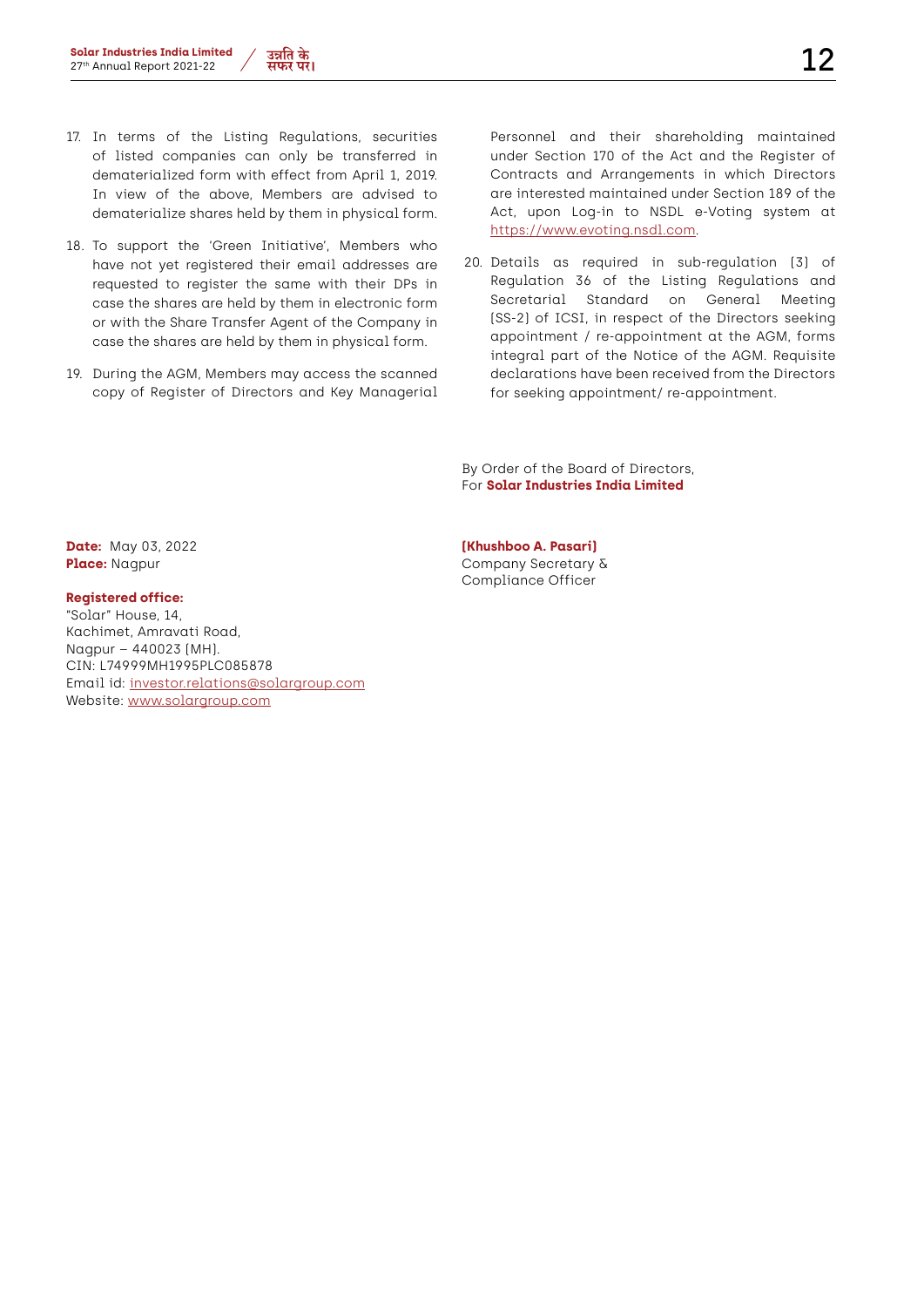17. In terms of the Listing Regulations, securities of listed companies can only be transferred in dematerialized form with effect from April 1, 2019. In view of the above, Members are advised to dematerialize shares held by them in physical form.

18. To support the 'Green Initiative', Members who have not yet registered their email addresses are requested to register the same with their DPs in case the shares are held by them in electronic form or with the Share Transfer Agent of the Company in case the shares are held by them in physical form.

19. During the AGM, Members may access the scanned copy of Register of Directors and Key Managerial Personnel and their shareholding maintained under Section 170 of the Act and the Register of Contracts and Arrangements in which Directors are interested maintained under Section 189 of the Act, upon Log-in to NSDL e-Voting system at https://www.evoting.nsdl.com.

20. Details as required in sub-regulation (3) of Regulation 36 of the Listing Regulations and Secretarial Standard on General Meeting (SS-2) of ICSI, in respect of the Directors seeking appointment / re-appointment at the AGM, forms integral part of the Notice of the AGM. Requisite declarations have been received from the Directors for seeking appointment/ re-appointment.

By Order of the Board of Directors,
For **Solar Industries India Limited**

**(Khushboo A. Pasari)**
Company Secretary &
Compliance Officer

**Date:** May 03, 2022
**Place:** Nagpur

**Registered office:**
"Solar" House, 14,
Kachimet, Amravati Road,
Nagpur – 440023 (MH).
CIN: L74999MH1995PLC085878
Email id: investor.relations@solargroup.com
Website: www.solargroup.com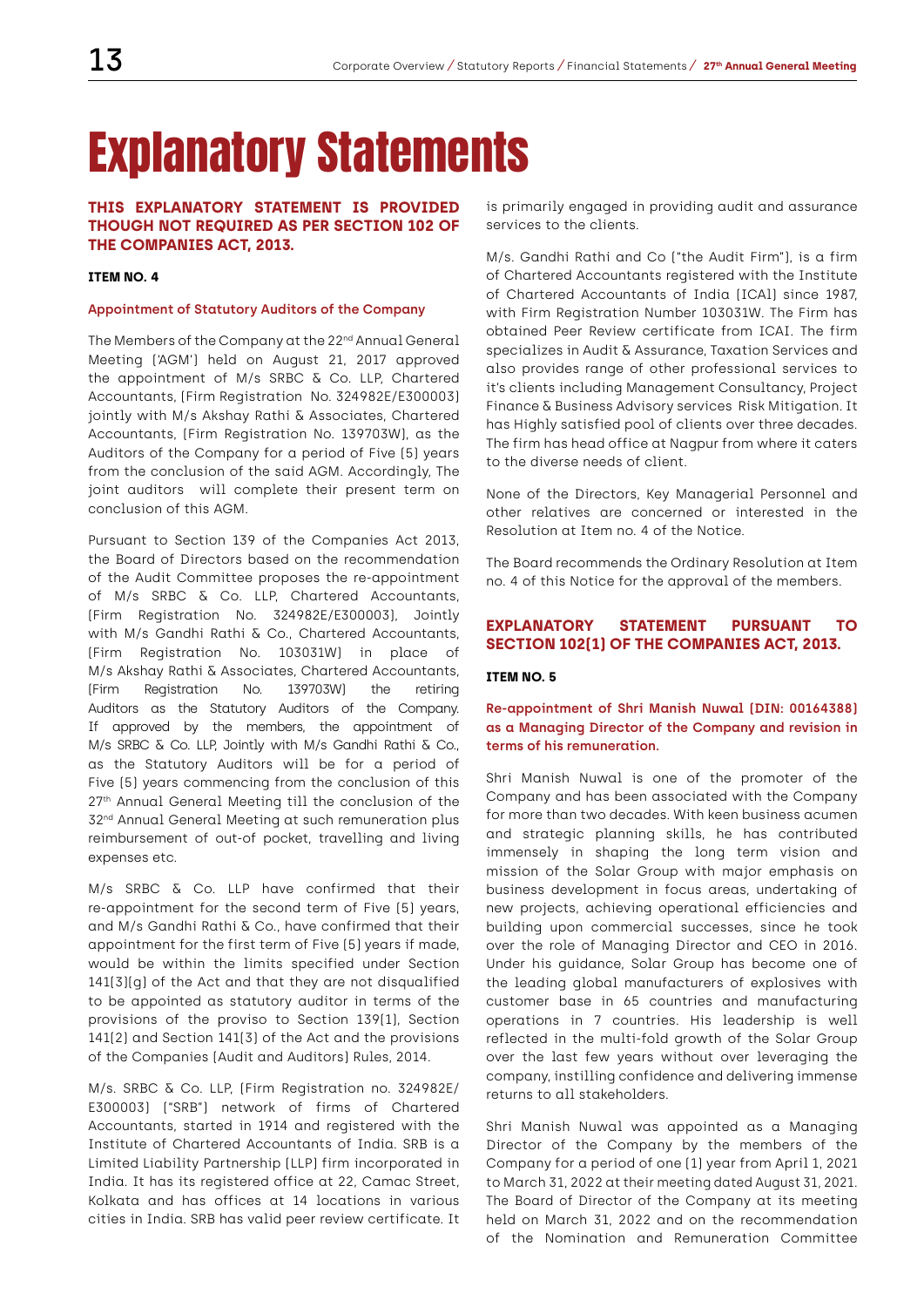# Explanatory Statements

**THIS EXPLANATORY STATEMENT IS PROVIDED THOUGH NOT REQUIRED AS PER SECTION 102 OF THE COMPANIES ACT, 2013.**

**ITEM NO. 4**

**Appointment of Statutory Auditors of the Company**

The Members of the Company at the 22nd Annual General Meeting ('AGM') held on August 21, 2017 approved the appointment of M/s SRBC & Co. LLP, Chartered Accountants, (Firm Registration No. 324982E/E300003) jointly with M/s Akshay Rathi & Associates, Chartered Accountants, (Firm Registration No. 139703W), as the Auditors of the Company for a period of Five (5) years from the conclusion of the said AGM. Accordingly, The joint auditors will complete their present term on conclusion of this AGM.

Pursuant to Section 139 of the Companies Act 2013, the Board of Directors based on the recommendation of the Audit Committee proposes the re-appointment of M/s SRBC & Co. LLP, Chartered Accountants, (Firm Registration No. 324982E/E300003), Jointly with M/s Gandhi Rathi & Co., Chartered Accountants, (Firm Registration No. 103031W) in place of M/s Akshay Rathi & Associates, Chartered Accountants, (Firm Registration No. 139703W) the retiring Auditors as the Statutory Auditors of the Company. If approved by the members, the appointment of M/s SRBC & Co. LLP, Jointly with M/s Gandhi Rathi & Co., as the Statutory Auditors will be for a period of Five (5) years commencing from the conclusion of this 27th Annual General Meeting till the conclusion of the 32nd Annual General Meeting at such remuneration plus reimbursement of out-of pocket, travelling and living expenses etc.

M/s SRBC & Co. LLP have confirmed that their re-appointment for the second term of Five (5) years, and M/s Gandhi Rathi & Co., have confirmed that their appointment for the first term of Five (5) years if made, would be within the limits specified under Section 141(3)(g) of the Act and that they are not disqualified to be appointed as statutory auditor in terms of the provisions of the proviso to Section 139(1), Section 141(2) and Section 141(3) of the Act and the provisions of the Companies (Audit and Auditors) Rules, 2014.

M/s. SRBC & Co. LLP, (Firm Registration no. 324982E/E300003) ("SRB") network of firms of Chartered Accountants, started in 1914 and registered with the Institute of Chartered Accountants of India. SRB is a Limited Liability Partnership (LLP) firm incorporated in India. It has its registered office at 22, Camac Street, Kolkata and has offices at 14 locations in various cities in India. SRB has valid peer review certificate. It is primarily engaged in providing audit and assurance services to the clients.

M/s. Gandhi Rathi and Co ("the Audit Firm"), is a firm of Chartered Accountants registered with the Institute of Chartered Accountants of India (ICAI) since 1987, with Firm Registration Number 103031W. The Firm has obtained Peer Review certificate from ICAI. The firm specializes in Audit & Assurance, Taxation Services and also provides range of other professional services to it's clients including Management Consultancy, Project Finance & Business Advisory services Risk Mitigation. It has Highly satisfied pool of clients over three decades. The firm has head office at Nagpur from where it caters to the diverse needs of client.

None of the Directors, Key Managerial Personnel and other relatives are concerned or interested in the Resolution at Item no. 4 of the Notice.

The Board recommends the Ordinary Resolution at Item no. 4 of this Notice for the approval of the members.

**EXPLANATORY STATEMENT PURSUANT TO SECTION 102(1) OF THE COMPANIES ACT, 2013.**

**ITEM NO. 5**

**Re-appointment of Shri Manish Nuwal (DIN: 00164388) as a Managing Director of the Company and revision in terms of his remuneration.**

Shri Manish Nuwal is one of the promoter of the Company and has been associated with the Company for more than two decades. With keen business acumen and strategic planning skills, he has contributed immensely in shaping the long term vision and mission of the Solar Group with major emphasis on business development in focus areas, undertaking of new projects, achieving operational efficiencies and building upon commercial successes, since he took over the role of Managing Director and CEO in 2016. Under his guidance, Solar Group has become one of the leading global manufacturers of explosives with customer base in 65 countries and manufacturing operations in 7 countries. His leadership is well reflected in the multi-fold growth of the Solar Group over the last few years without over leveraging the company, instilling confidence and delivering immense returns to all stakeholders.

Shri Manish Nuwal was appointed as a Managing Director of the Company by the members of the Company for a period of one (1) year from April 1, 2021 to March 31, 2022 at their meeting dated August 31, 2021. The Board of Director of the Company at its meeting held on March 31, 2022 and on the recommendation of the Nomination and Remuneration Committee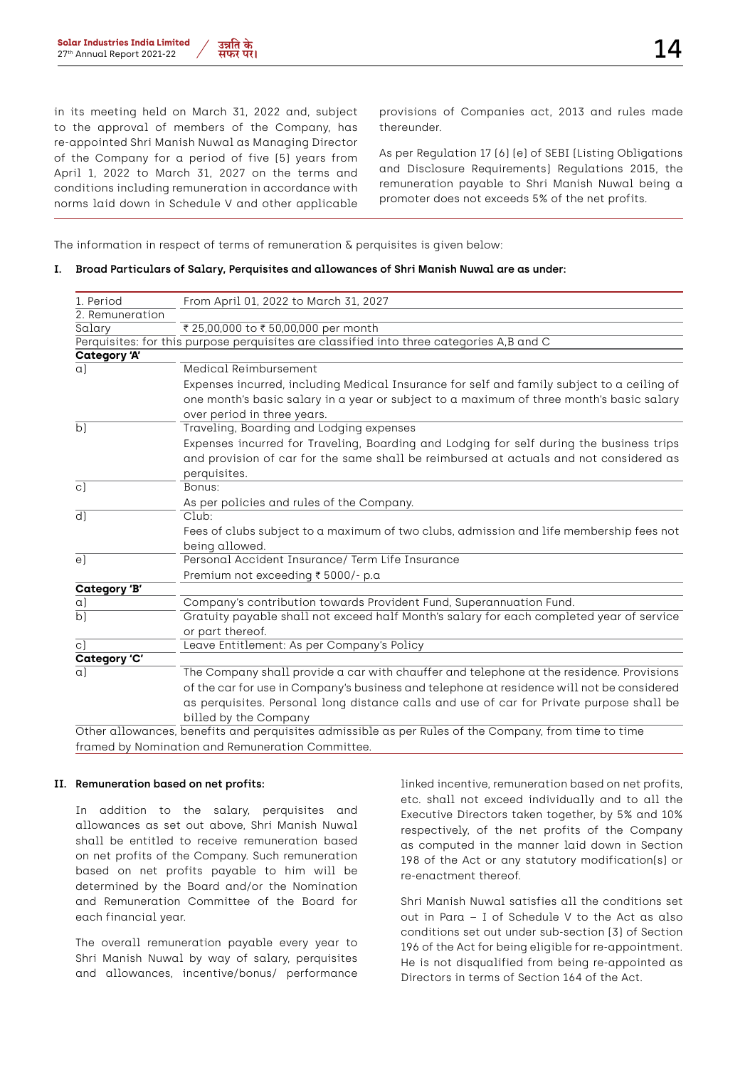in its meeting held on March 31, 2022 and, subject to the approval of members of the Company, has re-appointed Shri Manish Nuwal as Managing Director of the Company for a period of five (5) years from April 1, 2022 to March 31, 2027 on the terms and conditions including remuneration in accordance with norms laid down in Schedule V and other applicable provisions of Companies act, 2013 and rules made thereunder.

As per Regulation 17 (6) (e) of SEBI (Listing Obligations and Disclosure Requirements) Regulations 2015, the remuneration payable to Shri Manish Nuwal being a promoter does not exceeds 5% of the net profits.

The information in respect of terms of remuneration & perquisites is given below:

**I. Broad Particulars of Salary, Perquisites and allowances of Shri Manish Nuwal are as under:**

| 1. Period | From April 01, 2022 to March 31, 2027 |
|---|---|
| 2. Remuneration | |
| Salary | ₹ 25,00,000 to ₹ 50,00,000 per month |
| Perquisites: for this purpose perquisites are classified into three categories A,B and C | |
| **Category 'A'** | |
| a) | Medical Reimbursement<br>Expenses incurred, including Medical Insurance for self and family subject to a ceiling of one month's basic salary in a year or subject to a maximum of three month's basic salary over period in three years. |
| b) | Traveling, Boarding and Lodging expenses<br>Expenses incurred for Traveling, Boarding and Lodging for self during the business trips and provision of car for the same shall be reimbursed at actuals and not considered as perquisites. |
| c) | Bonus:<br>As per policies and rules of the Company. |
| d) | Club:<br>Fees of clubs subject to a maximum of two clubs, admission and life membership fees not being allowed. |
| e) | Personal Accident Insurance/ Term Life Insurance<br>Premium not exceeding ₹ 5000/- p.a |
| **Category 'B'** | |
| a) | Company's contribution towards Provident Fund, Superannuation Fund. |
| b) | Gratuity payable shall not exceed half Month's salary for each completed year of service or part thereof. |
| c) | Leave Entitlement: As per Company's Policy |
| **Category 'C'** | |
| a) | The Company shall provide a car with chauffer and telephone at the residence. Provisions of the car for use in Company's business and telephone at residence will not be considered as perquisites. Personal long distance calls and use of car for Private purpose shall be billed by the Company |
| Other allowances, benefits and perquisites admissible as per Rules of the Company, from time to time framed by Nomination and Remuneration Committee. | |

**II. Remuneration based on net profits:**

In addition to the salary, perquisites and allowances as set out above, Shri Manish Nuwal shall be entitled to receive remuneration based on net profits of the Company. Such remuneration based on net profits payable to him will be determined by the Board and/or the Nomination and Remuneration Committee of the Board for each financial year.

The overall remuneration payable every year to Shri Manish Nuwal by way of salary, perquisites and allowances, incentive/bonus/ performance linked incentive, remuneration based on net profits, etc. shall not exceed individually and to all the Executive Directors taken together, by 5% and 10% respectively, of the net profits of the Company as computed in the manner laid down in Section 198 of the Act or any statutory modification(s) or re-enactment thereof.

Shri Manish Nuwal satisfies all the conditions set out in Para – I of Schedule V to the Act as also conditions set out under sub-section (3) of Section 196 of the Act for being eligible for re-appointment. He is not disqualified from being re-appointed as Directors in terms of Section 164 of the Act.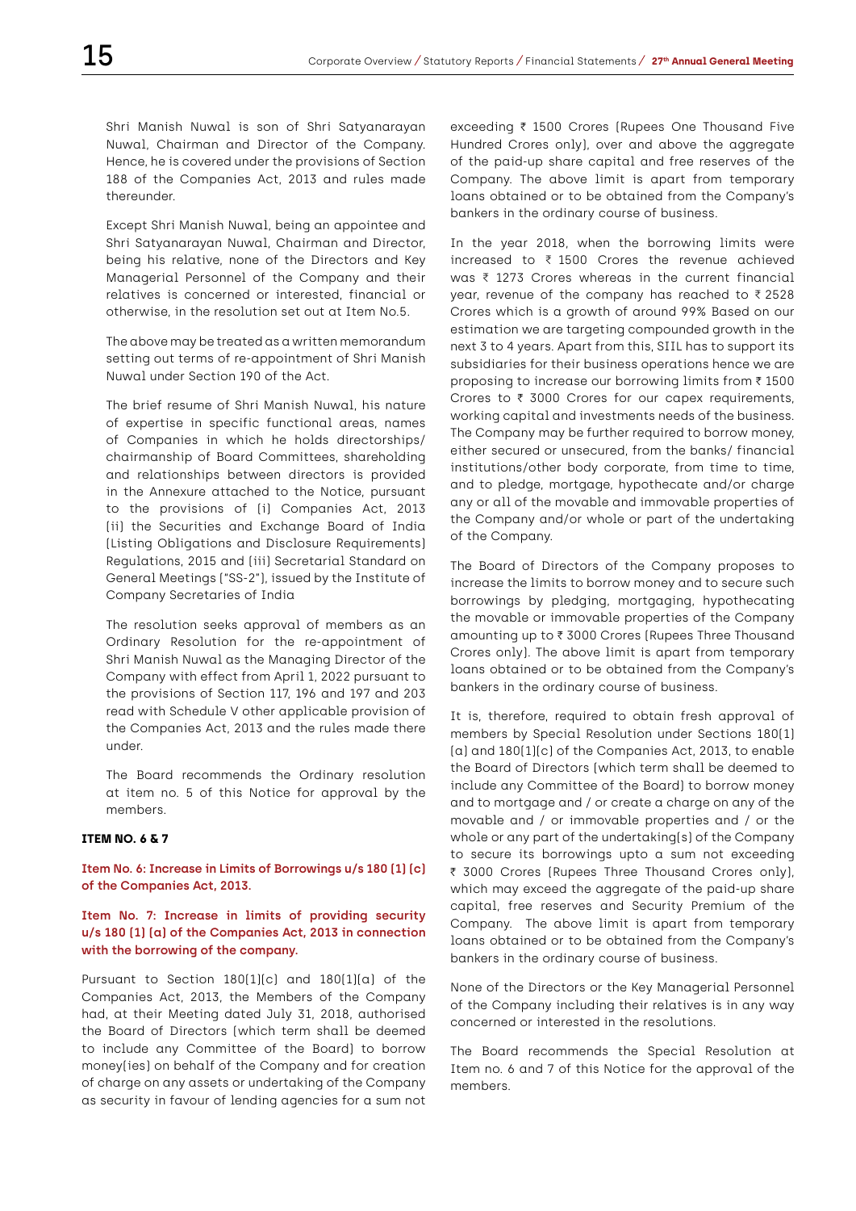Shri Manish Nuwal is son of Shri Satyanarayan Nuwal, Chairman and Director of the Company. Hence, he is covered under the provisions of Section 188 of the Companies Act, 2013 and rules made thereunder.

Except Shri Manish Nuwal, being an appointee and Shri Satyanarayan Nuwal, Chairman and Director, being his relative, none of the Directors and Key Managerial Personnel of the Company and their relatives is concerned or interested, financial or otherwise, in the resolution set out at Item No.5.

The above may be treated as a written memorandum setting out terms of re-appointment of Shri Manish Nuwal under Section 190 of the Act.

The brief resume of Shri Manish Nuwal, his nature of expertise in specific functional areas, names of Companies in which he holds directorships/ chairmanship of Board Committees, shareholding and relationships between directors is provided in the Annexure attached to the Notice, pursuant to the provisions of (i) Companies Act, 2013 (ii) the Securities and Exchange Board of India (Listing Obligations and Disclosure Requirements) Regulations, 2015 and (iii) Secretarial Standard on General Meetings ("SS-2"), issued by the Institute of Company Secretaries of India

The resolution seeks approval of members as an Ordinary Resolution for the re-appointment of Shri Manish Nuwal as the Managing Director of the Company with effect from April 1, 2022 pursuant to the provisions of Section 117, 196 and 197 and 203 read with Schedule V other applicable provision of the Companies Act, 2013 and the rules made there under.

The Board recommends the Ordinary resolution at item no. 5 of this Notice for approval by the members.

**ITEM NO. 6 & 7**

**Item No. 6: Increase in Limits of Borrowings u/s 180 (1) (c) of the Companies Act, 2013.**

**Item No. 7: Increase in limits of providing security u/s 180 (1) (a) of the Companies Act, 2013 in connection with the borrowing of the company.**

Pursuant to Section 180(1)(c) and 180(1)(a) of the Companies Act, 2013, the Members of the Company had, at their Meeting dated July 31, 2018, authorised the Board of Directors (which term shall be deemed to include any Committee of the Board) to borrow money(ies) on behalf of the Company and for creation of charge on any assets or undertaking of the Company as security in favour of lending agencies for a sum not exceeding ₹ 1500 Crores (Rupees One Thousand Five Hundred Crores only), over and above the aggregate of the paid-up share capital and free reserves of the Company. The above limit is apart from temporary loans obtained or to be obtained from the Company's bankers in the ordinary course of business.

In the year 2018, when the borrowing limits were increased to ₹ 1500 Crores the revenue achieved was ₹ 1273 Crores whereas in the current financial year, revenue of the company has reached to ₹ 2528 Crores which is a growth of around 99% Based on our estimation we are targeting compounded growth in the next 3 to 4 years. Apart from this, SIIL has to support its subsidiaries for their business operations hence we are proposing to increase our borrowing limits from ₹ 1500 Crores to ₹ 3000 Crores for our capex requirements, working capital and investments needs of the business. The Company may be further required to borrow money, either secured or unsecured, from the banks/ financial institutions/other body corporate, from time to time, and to pledge, mortgage, hypothecate and/or charge any or all of the movable and immovable properties of the Company and/or whole or part of the undertaking of the Company.

The Board of Directors of the Company proposes to increase the limits to borrow money and to secure such borrowings by pledging, mortgaging, hypothecating the movable or immovable properties of the Company amounting up to ₹ 3000 Crores (Rupees Three Thousand Crores only). The above limit is apart from temporary loans obtained or to be obtained from the Company's bankers in the ordinary course of business.

It is, therefore, required to obtain fresh approval of members by Special Resolution under Sections 180(1)(a) and 180(1)(c) of the Companies Act, 2013, to enable the Board of Directors (which term shall be deemed to include any Committee of the Board) to borrow money and to mortgage and / or create a charge on any of the movable and / or immovable properties and / or the whole or any part of the undertaking(s) of the Company to secure its borrowings upto a sum not exceeding ₹ 3000 Crores (Rupees Three Thousand Crores only), which may exceed the aggregate of the paid-up share capital, free reserves and Security Premium of the Company. The above limit is apart from temporary loans obtained or to be obtained from the Company's bankers in the ordinary course of business.

None of the Directors or the Key Managerial Personnel of the Company including their relatives is in any way concerned or interested in the resolutions.

The Board recommends the Special Resolution at Item no. 6 and 7 of this Notice for the approval of the members.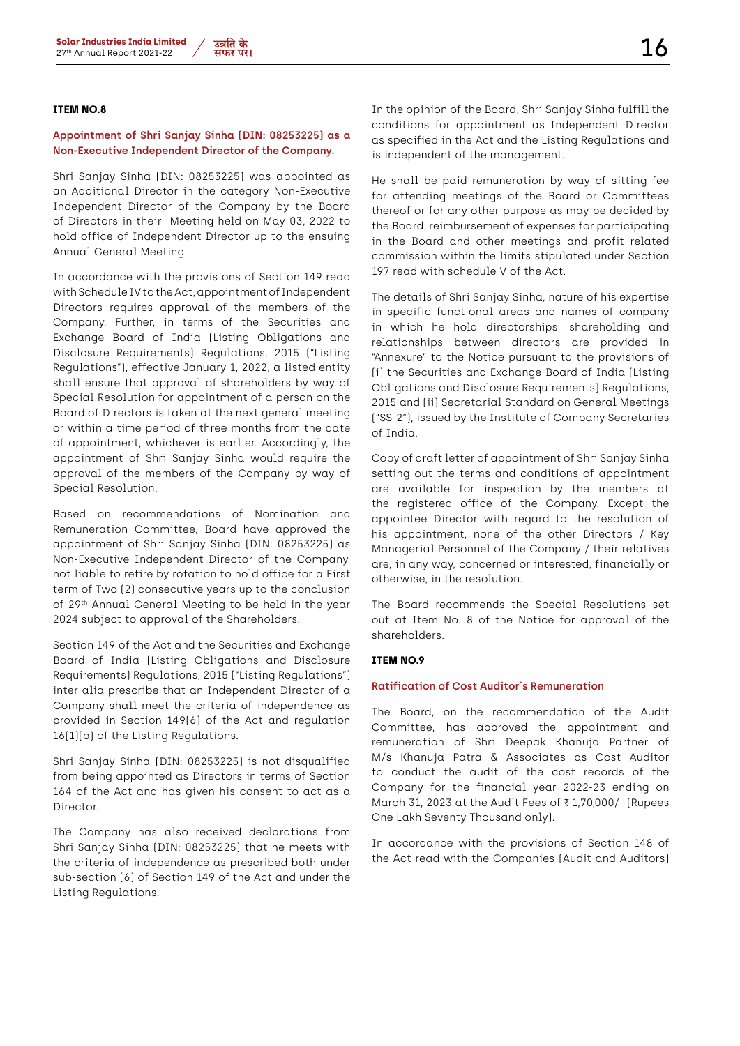#### ITEM NO.8

**Appointment of Shri Sanjay Sinha (DIN: 08253225) as a Non-Executive Independent Director of the Company.**

Shri Sanjay Sinha (DIN: 08253225) was appointed as an Additional Director in the category Non-Executive Independent Director of the Company by the Board of Directors in their Meeting held on May 03, 2022 to hold office of Independent Director up to the ensuing Annual General Meeting.

In accordance with the provisions of Section 149 read with Schedule IV to the Act, appointment of Independent Directors requires approval of the members of the Company. Further, in terms of the Securities and Exchange Board of India (Listing Obligations and Disclosure Requirements) Regulations, 2015 ("Listing Regulations"), effective January 1, 2022, a listed entity shall ensure that approval of shareholders by way of Special Resolution for appointment of a person on the Board of Directors is taken at the next general meeting or within a time period of three months from the date of appointment, whichever is earlier. Accordingly, the appointment of Shri Sanjay Sinha would require the approval of the members of the Company by way of Special Resolution.

Based on recommendations of Nomination and Remuneration Committee, Board have approved the appointment of Shri Sanjay Sinha (DIN: 08253225) as Non-Executive Independent Director of the Company, not liable to retire by rotation to hold office for a First term of Two (2) consecutive years up to the conclusion of 29th Annual General Meeting to be held in the year 2024 subject to approval of the Shareholders.

Section 149 of the Act and the Securities and Exchange Board of India (Listing Obligations and Disclosure Requirements) Regulations, 2015 ("Listing Regulations") inter alia prescribe that an Independent Director of a Company shall meet the criteria of independence as provided in Section 149(6) of the Act and regulation 16(1)(b) of the Listing Regulations.

Shri Sanjay Sinha (DIN: 08253225) is not disqualified from being appointed as Directors in terms of Section 164 of the Act and has given his consent to act as a Director.

The Company has also received declarations from Shri Sanjay Sinha (DIN: 08253225) that he meets with the criteria of independence as prescribed both under sub-section (6) of Section 149 of the Act and under the Listing Regulations.

In the opinion of the Board, Shri Sanjay Sinha fulfill the conditions for appointment as Independent Director as specified in the Act and the Listing Regulations and is independent of the management.

He shall be paid remuneration by way of sitting fee for attending meetings of the Board or Committees thereof or for any other purpose as may be decided by the Board, reimbursement of expenses for participating in the Board and other meetings and profit related commission within the limits stipulated under Section 197 read with schedule V of the Act.

The details of Shri Sanjay Sinha, nature of his expertise in specific functional areas and names of company in which he hold directorships, shareholding and relationships between directors are provided in "Annexure" to the Notice pursuant to the provisions of (i) the Securities and Exchange Board of India (Listing Obligations and Disclosure Requirements) Regulations, 2015 and (ii) Secretarial Standard on General Meetings ("SS-2"), issued by the Institute of Company Secretaries of India.

Copy of draft letter of appointment of Shri Sanjay Sinha setting out the terms and conditions of appointment are available for inspection by the members at the registered office of the Company. Except the appointee Director with regard to the resolution of his appointment, none of the other Directors / Key Managerial Personnel of the Company / their relatives are, in any way, concerned or interested, financially or otherwise, in the resolution.

The Board recommends the Special Resolutions set out at Item No. 8 of the Notice for approval of the shareholders.

#### ITEM NO.9

**Ratification of Cost Auditor`s Remuneration**

The Board, on the recommendation of the Audit Committee, has approved the appointment and remuneration of Shri Deepak Khanuja Partner of M/s Khanuja Patra & Associates as Cost Auditor to conduct the audit of the cost records of the Company for the financial year 2022-23 ending on March 31, 2023 at the Audit Fees of ₹ 1,70,000/- (Rupees One Lakh Seventy Thousand only).

In accordance with the provisions of Section 148 of the Act read with the Companies (Audit and Auditors)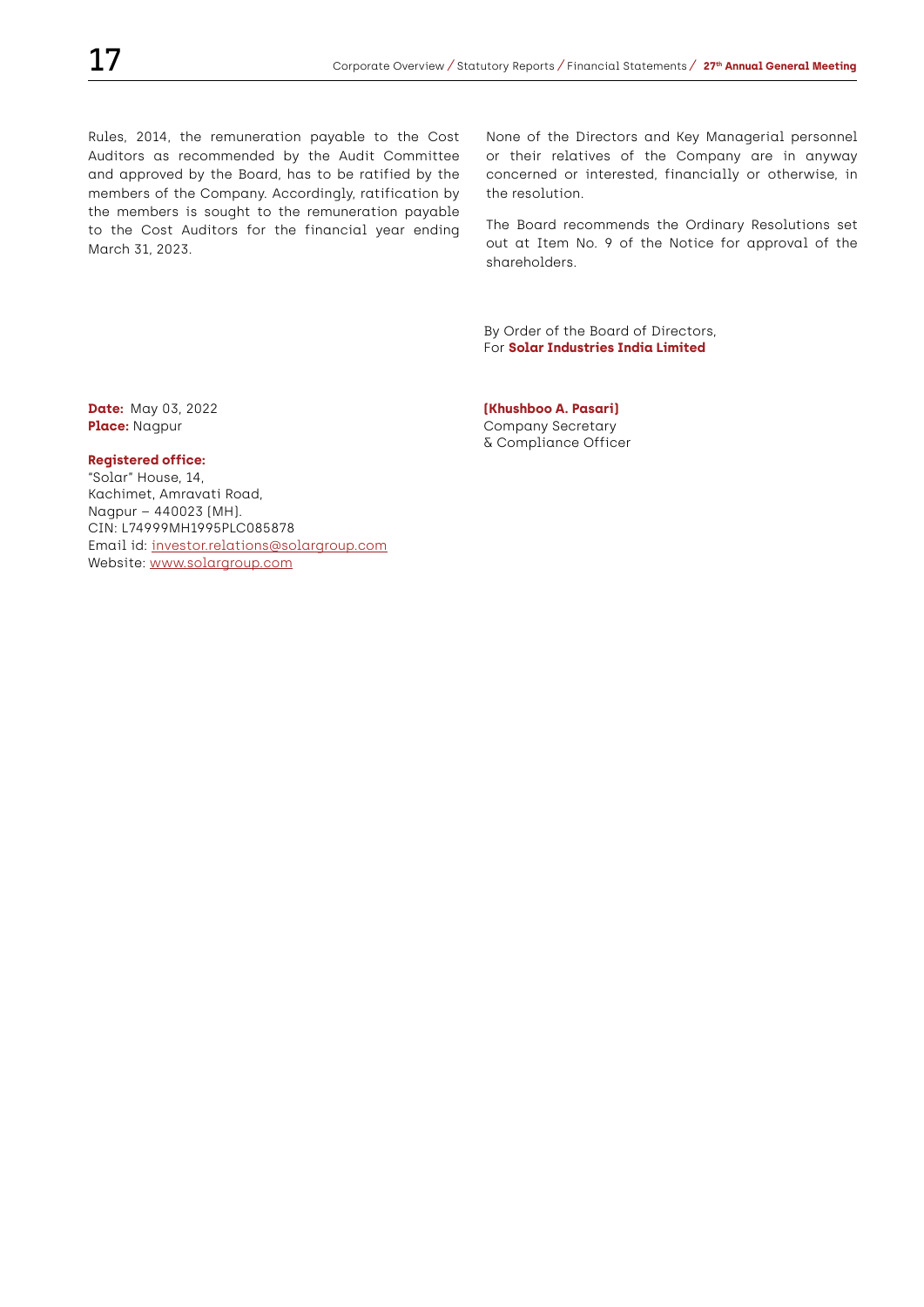Rules, 2014, the remuneration payable to the Cost Auditors as recommended by the Audit Committee and approved by the Board, has to be ratified by the members of the Company. Accordingly, ratification by the members is sought to the remuneration payable to the Cost Auditors for the financial year ending March 31, 2023.

None of the Directors and Key Managerial personnel or their relatives of the Company are in anyway concerned or interested, financially or otherwise, in the resolution.

The Board recommends the Ordinary Resolutions set out at Item No. 9 of the Notice for approval of the shareholders.

By Order of the Board of Directors,
For **Solar Industries India Limited**

**(Khushboo A. Pasari)**
Company Secretary
& Compliance Officer

**Date:** May 03, 2022
**Place:** Nagpur

**Registered office:**
"Solar" House, 14,
Kachimet, Amravati Road,
Nagpur – 440023 (MH).
CIN: L74999MH1995PLC085878
Email id: investor.relations@solargroup.com
Website: www.solargroup.com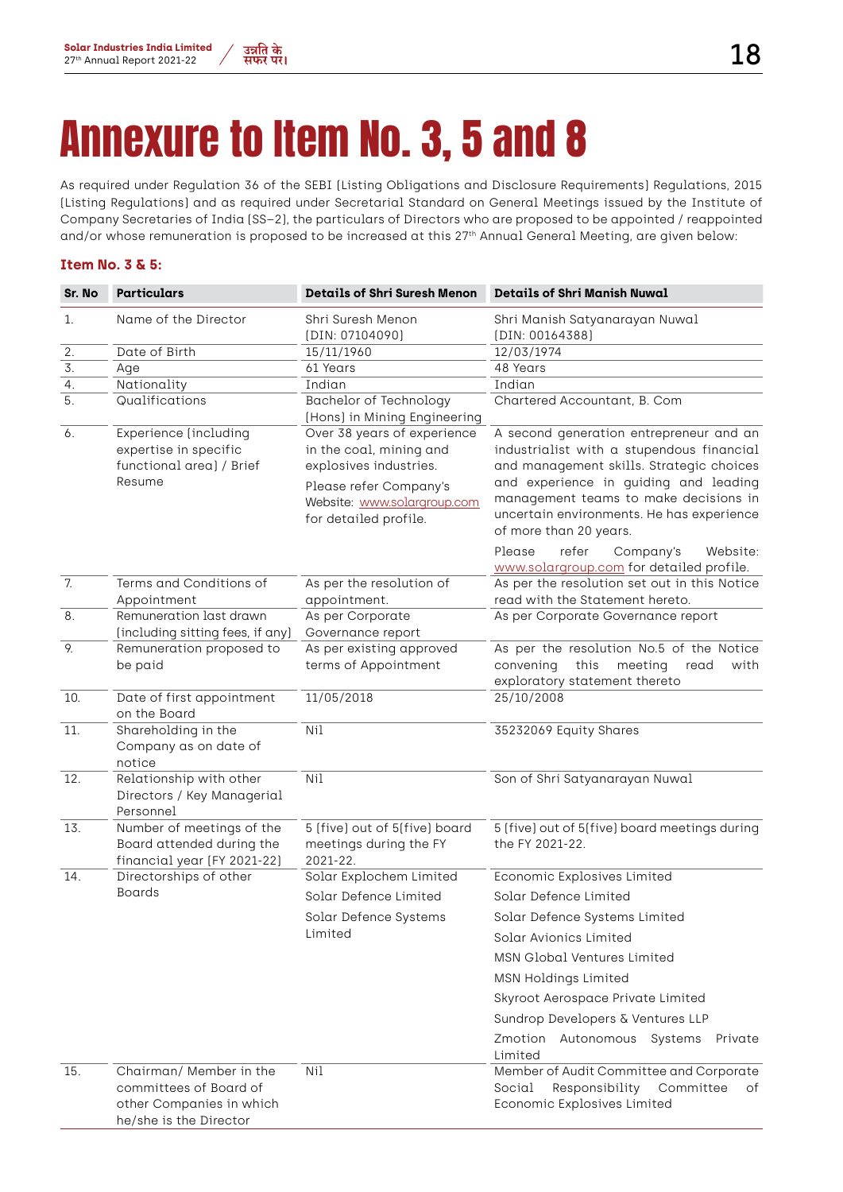# Annexure to Item No. 3, 5 and 8

As required under Regulation 36 of the SEBI (Listing Obligations and Disclosure Requirements) Regulations, 2015 (Listing Regulations) and as required under Secretarial Standard on General Meetings issued by the Institute of Company Secretaries of India (SS–2), the particulars of Directors who are proposed to be appointed / reappointed and/or whose remuneration is proposed to be increased at this 27th Annual General Meeting, are given below:

**Item No. 3 & 5:**

| Sr. No | Particulars | Details of Shri Suresh Menon | Details of Shri Manish Nuwal |
|---|---|---|---|
| 1. | Name of the Director | Shri Suresh Menon (DIN: 07104090) | Shri Manish Satyanarayan Nuwal (DIN: 00164388) |
| 2. | Date of Birth | 15/11/1960 | 12/03/1974 |
| 3. | Age | 61 Years | 48 Years |
| 4. | Nationality | Indian | Indian |
| 5. | Qualifications | Bachelor of Technology (Hons) in Mining Engineering | Chartered Accountant, B. Com |
| 6. | Experience (including expertise in specific functional area) / Brief Resume | Over 38 years of experience in the coal, mining and explosives industries. Please refer Company's Website: www.solargroup.com for detailed profile. | A second generation entrepreneur and an industrialist with a stupendous financial and management skills. Strategic choices and experience in guiding and leading management teams to make decisions in uncertain environments. He has experience of more than 20 years. Please refer Company's Website: www.solargroup.com for detailed profile. |
| 7. | Terms and Conditions of Appointment | As per the resolution of appointment. | As per the resolution set out in this Notice read with the Statement hereto. |
| 8. | Remuneration last drawn (including sitting fees, if any) | As per Corporate Governance report | As per Corporate Governance report |
| 9. | Remuneration proposed to be paid | As per existing approved terms of Appointment | As per the resolution No.5 of the Notice convening this meeting read with exploratory statement thereto |
| 10. | Date of first appointment on the Board | 11/05/2018 | 25/10/2008 |
| 11. | Shareholding in the Company as on date of notice | Nil | 35232069 Equity Shares |
| 12. | Relationship with other Directors / Key Managerial Personnel | Nil | Son of Shri Satyanarayan Nuwal |
| 13. | Number of meetings of the Board attended during the financial year (FY 2021-22) | 5 (five) out of 5(five) board meetings during the FY 2021-22. | 5 (five) out of 5(five) board meetings during the FY 2021-22. |
| 14. | Directorships of other Boards | Solar Explochem Limited<br>Solar Defence Limited<br>Solar Defence Systems Limited | Economic Explosives Limited<br>Solar Defence Limited<br>Solar Defence Systems Limited<br>Solar Avionics Limited<br>MSN Global Ventures Limited<br>MSN Holdings Limited<br>Skyroot Aerospace Private Limited<br>Sundrop Developers & Ventures LLP<br>Zmotion Autonomous Systems Private Limited |
| 15. | Chairman/ Member in the committees of Board of other Companies in which he/she is the Director | Nil | Member of Audit Committee and Corporate Social Responsibility Committee of Economic Explosives Limited |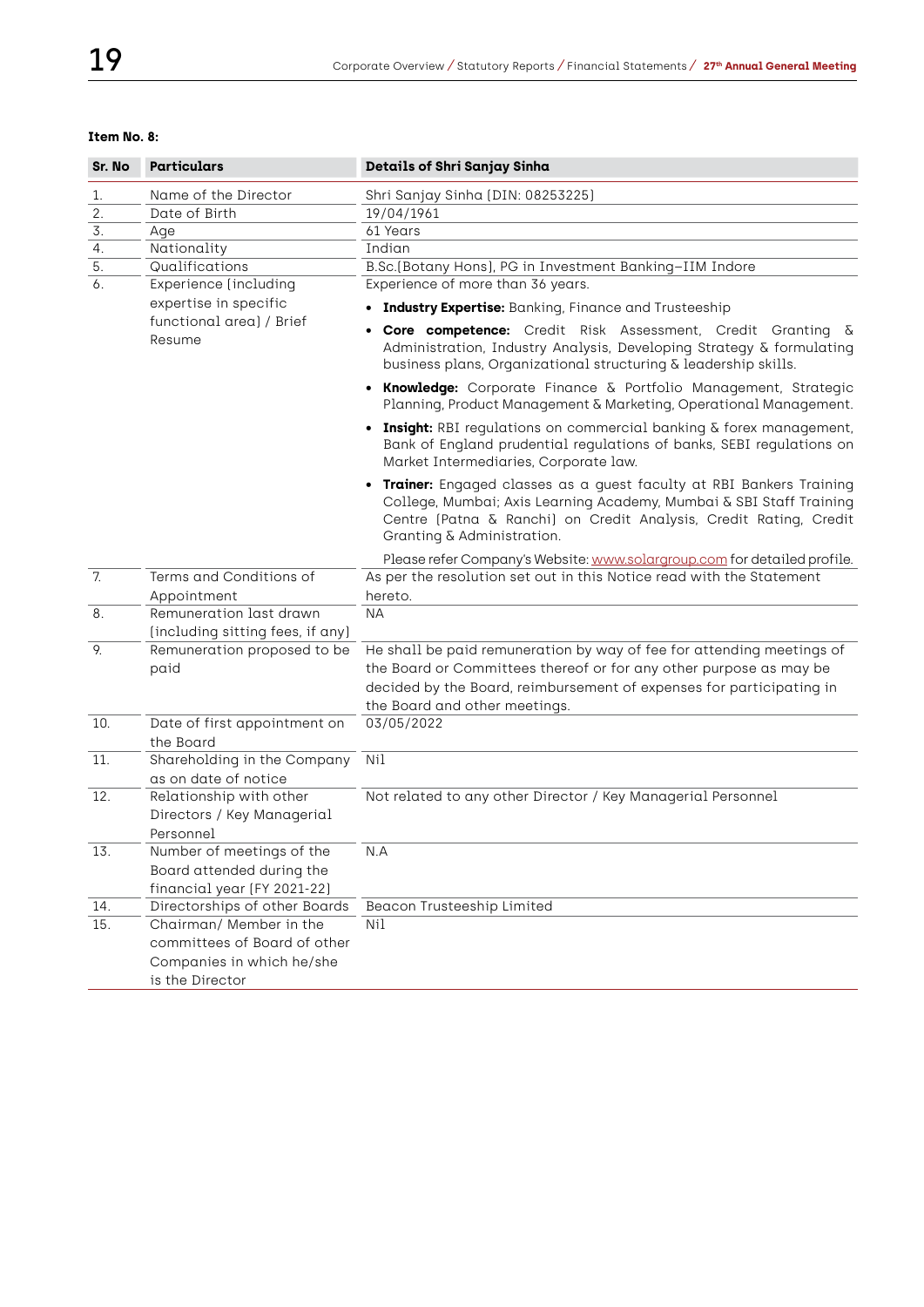**Item No. 8:**

| Sr. No | Particulars | Details of Shri Sanjay Sinha |
|---|---|---|
| 1. | Name of the Director | Shri Sanjay Sinha (DIN: 08253225) |
| 2. | Date of Birth | 19/04/1961 |
| 3. | Age | 61 Years |
| 4. | Nationality | Indian |
| 5. | Qualifications | B.Sc.(Botany Hons), PG in Investment Banking–IIM Indore |
| 6. | Experience (including expertise in specific functional area) / Brief Resume | Experience of more than 36 years.<br>• **Industry Expertise:** Banking, Finance and Trusteeship<br>• **Core competence:** Credit Risk Assessment, Credit Granting & Administration, Industry Analysis, Developing Strategy & formulating business plans, Organizational structuring & leadership skills.<br>• **Knowledge:** Corporate Finance & Portfolio Management, Strategic Planning, Product Management & Marketing, Operational Management.<br>• **Insight:** RBI regulations on commercial banking & forex management, Bank of England prudential regulations of banks, SEBI regulations on Market Intermediaries, Corporate law.<br>• **Trainer:** Engaged classes as a guest faculty at RBI Bankers Training College, Mumbai; Axis Learning Academy, Mumbai & SBI Staff Training Centre (Patna & Ranchi) on Credit Analysis, Credit Rating, Credit Granting & Administration.<br>Please refer Company's Website: www.solargroup.com for detailed profile. |
| 7. | Terms and Conditions of Appointment | As per the resolution set out in this Notice read with the Statement hereto. |
| 8. | Remuneration last drawn (including sitting fees, if any) | NA |
| 9. | Remuneration proposed to be paid | He shall be paid remuneration by way of fee for attending meetings of the Board or Committees thereof or for any other purpose as may be decided by the Board, reimbursement of expenses for participating in the Board and other meetings. |
| 10. | Date of first appointment on the Board | 03/05/2022 |
| 11. | Shareholding in the Company as on date of notice | Nil |
| 12. | Relationship with other Directors / Key Managerial Personnel | Not related to any other Director / Key Managerial Personnel |
| 13. | Number of meetings of the Board attended during the financial year (FY 2021-22) | N.A |
| 14. | Directorships of other Boards | Beacon Trusteeship Limited |
| 15. | Chairman/ Member in the committees of Board of other Companies in which he/she is the Director | Nil |